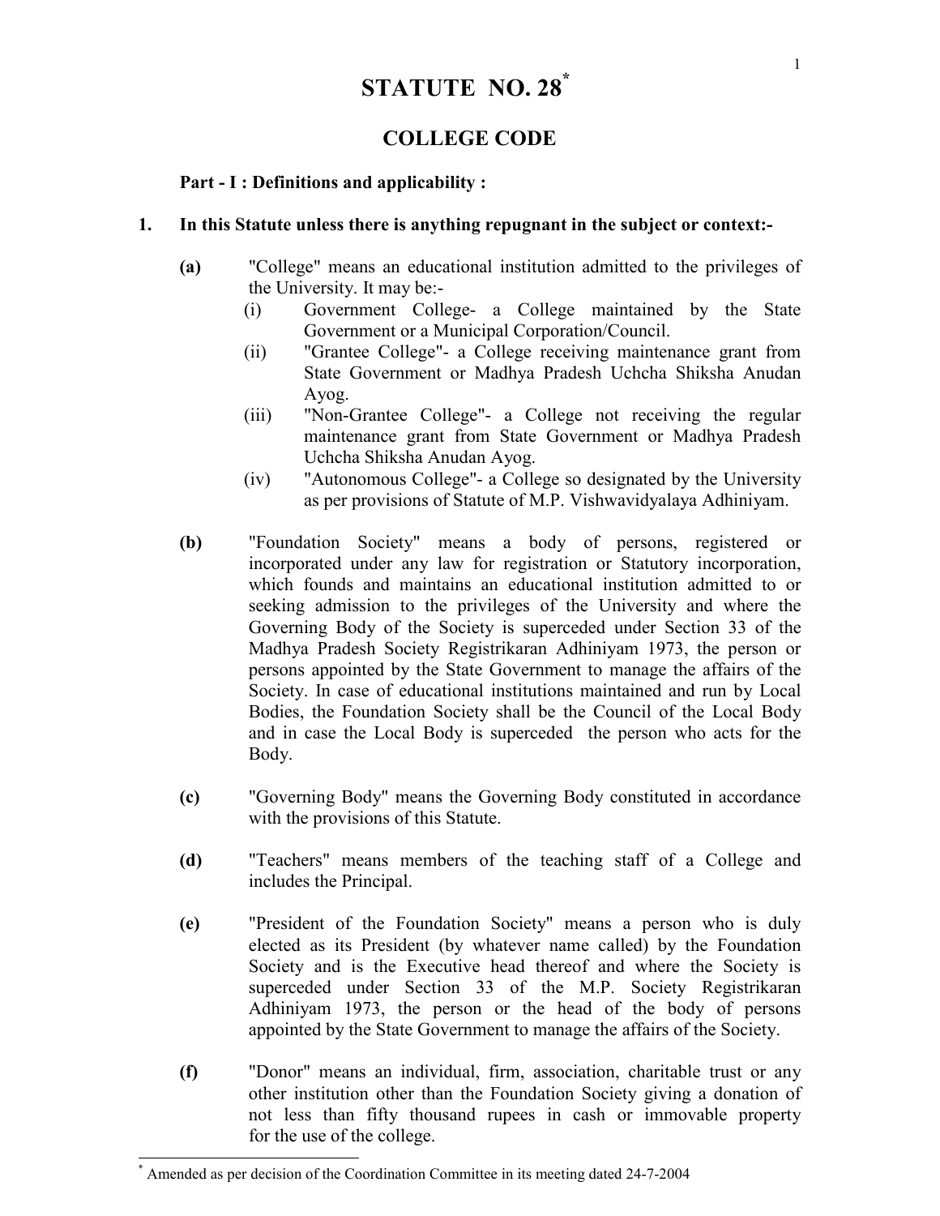# STATUTE NO. 28*

## COLLEGE CODE

**Part - I : Definitions and applicability :**

**1. In this Statute unless there is anything repugnant in the subject or context:-**

**(a)** "College" means an educational institution admitted to the privileges of the University. It may be:-

(i) Government College- a College maintained by the State Government or a Municipal Corporation/Council.

(ii) "Grantee College"- a College receiving maintenance grant from State Government or Madhya Pradesh Uchcha Shiksha Anudan Ayog.

(iii) "Non-Grantee College"- a College not receiving the regular maintenance grant from State Government or Madhya Pradesh Uchcha Shiksha Anudan Ayog.

(iv) "Autonomous College"- a College so designated by the University as per provisions of Statute of M.P. Vishwavidyalaya Adhiniyam.

**(b)** "Foundation Society" means a body of persons, registered or incorporated under any law for registration or Statutory incorporation, which founds and maintains an educational institution admitted to or seeking admission to the privileges of the University and where the Governing Body of the Society is superceded under Section 33 of the Madhya Pradesh Society Registrikaran Adhiniyam 1973, the person or persons appointed by the State Government to manage the affairs of the Society. In case of educational institutions maintained and run by Local Bodies, the Foundation Society shall be the Council of the Local Body and in case the Local Body is superceded the person who acts for the Body.

**(c)** "Governing Body" means the Governing Body constituted in accordance with the provisions of this Statute.

**(d)** "Teachers" means members of the teaching staff of a College and includes the Principal.

**(e)** "President of the Foundation Society" means a person who is duly elected as its President (by whatever name called) by the Foundation Society and is the Executive head thereof and where the Society is superceded under Section 33 of the M.P. Society Registrikaran Adhiniyam 1973, the person or the head of the body of persons appointed by the State Government to manage the affairs of the Society.

**(f)** "Donor" means an individual, firm, association, charitable trust or any other institution other than the Foundation Society giving a donation of not less than fifty thousand rupees in cash or immovable property for the use of the college.

---

\* Amended as per decision of the Coordination Committee in its meeting dated 24-7-2004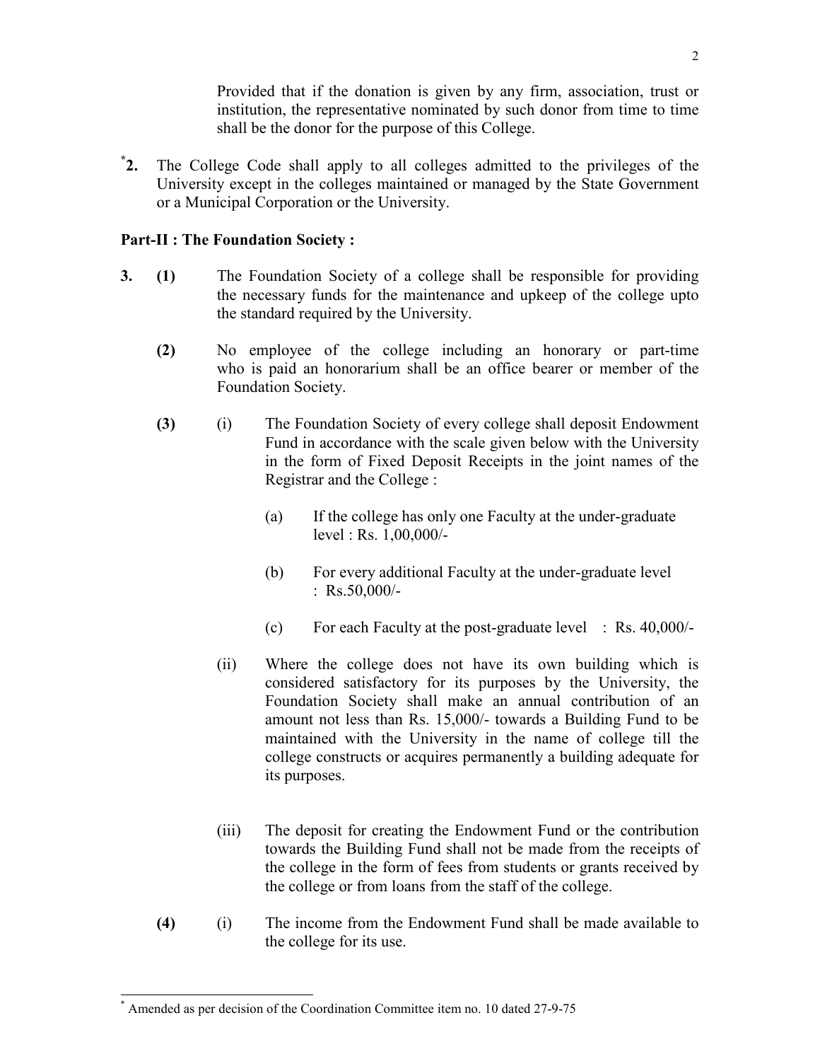Provided that if the donation is given by any firm, association, trust or institution, the representative nominated by such donor from time to time shall be the donor for the purpose of this College.

*2. The College Code shall apply to all colleges admitted to the privileges of the University except in the colleges maintained or managed by the State Government or a Municipal Corporation or the University.

**Part-II : The Foundation Society :**

**3. (1)** The Foundation Society of a college shall be responsible for providing the necessary funds for the maintenance and upkeep of the college upto the standard required by the University.

**(2)** No employee of the college including an honorary or part-time who is paid an honorarium shall be an office bearer or member of the Foundation Society.

**(3)** (i) The Foundation Society of every college shall deposit Endowment Fund in accordance with the scale given below with the University in the form of Fixed Deposit Receipts in the joint names of the Registrar and the College :

(a) If the college has only one Faculty at the under-graduate level : Rs. 1,00,000/-

(b) For every additional Faculty at the under-graduate level : Rs.50,000/-

(c) For each Faculty at the post-graduate level : Rs. 40,000/-

(ii) Where the college does not have its own building which is considered satisfactory for its purposes by the University, the Foundation Society shall make an annual contribution of an amount not less than Rs. 15,000/- towards a Building Fund to be maintained with the University in the name of college till the college constructs or acquires permanently a building adequate for its purposes.

(iii) The deposit for creating the Endowment Fund or the contribution towards the Building Fund shall not be made from the receipts of the college in the form of fees from students or grants received by the college or from loans from the staff of the college.

**(4)** (i) The income from the Endowment Fund shall be made available to the college for its use.

---

* Amended as per decision of the Coordination Committee item no. 10 dated 27-9-75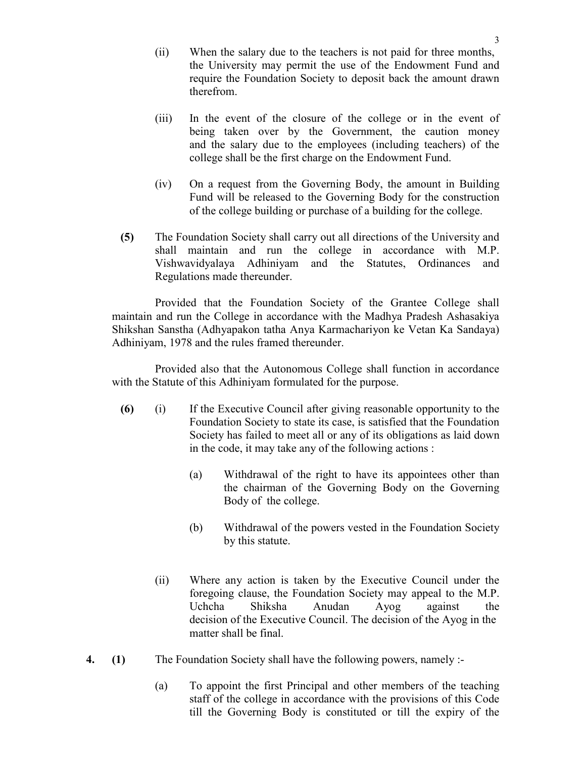(ii) When the salary due to the teachers is not paid for three months, the University may permit the use of the Endowment Fund and require the Foundation Society to deposit back the amount drawn therefrom.

(iii) In the event of the closure of the college or in the event of being taken over by the Government, the caution money and the salary due to the employees (including teachers) of the college shall be the first charge on the Endowment Fund.

(iv) On a request from the Governing Body, the amount in Building Fund will be released to the Governing Body for the construction of the college building or purchase of a building for the college.

**(5)** The Foundation Society shall carry out all directions of the University and shall maintain and run the college in accordance with M.P. Vishwavidyalaya Adhiniyam and the Statutes, Ordinances and Regulations made thereunder.

Provided that the Foundation Society of the Grantee College shall maintain and run the College in accordance with the Madhya Pradesh Ashasakiya Shikshan Sanstha (Adhyapakon tatha Anya Karmachariyon ke Vetan Ka Sandaya) Adhiniyam, 1978 and the rules framed thereunder.

Provided also that the Autonomous College shall function in accordance with the Statute of this Adhiniyam formulated for the purpose.

**(6)** (i) If the Executive Council after giving reasonable opportunity to the Foundation Society to state its case, is satisfied that the Foundation Society has failed to meet all or any of its obligations as laid down in the code, it may take any of the following actions :

(a) Withdrawal of the right to have its appointees other than the chairman of the Governing Body on the Governing Body of the college.

(b) Withdrawal of the powers vested in the Foundation Society by this statute.

(ii) Where any action is taken by the Executive Council under the foregoing clause, the Foundation Society may appeal to the M.P. Uchcha Shiksha Anudan Ayog against the decision of the Executive Council. The decision of the Ayog in the matter shall be final.

**4. (1)** The Foundation Society shall have the following powers, namely :-

(a) To appoint the first Principal and other members of the teaching staff of the college in accordance with the provisions of this Code till the Governing Body is constituted or till the expiry of the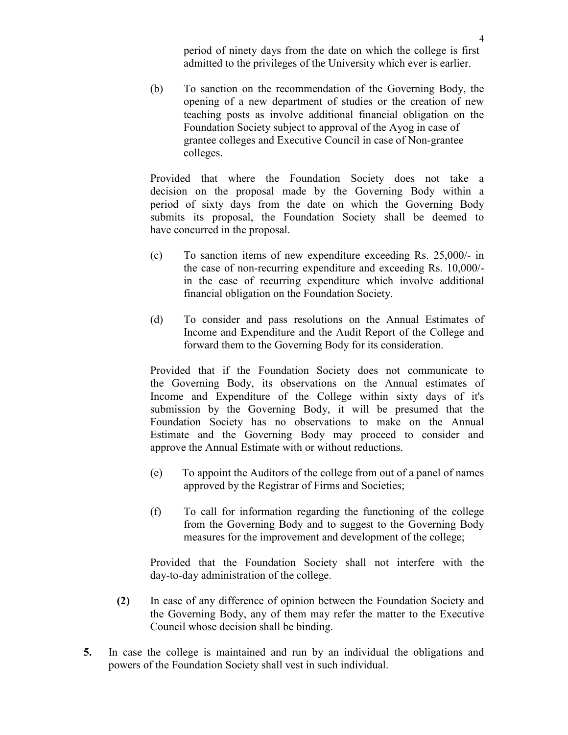period of ninety days from the date on which the college is first admitted to the privileges of the University which ever is earlier.

(b) To sanction on the recommendation of the Governing Body, the opening of a new department of studies or the creation of new teaching posts as involve additional financial obligation on the Foundation Society subject to approval of the Ayog in case of grantee colleges and Executive Council in case of Non-grantee colleges.

Provided that where the Foundation Society does not take a decision on the proposal made by the Governing Body within a period of sixty days from the date on which the Governing Body submits its proposal, the Foundation Society shall be deemed to have concurred in the proposal.

(c) To sanction items of new expenditure exceeding Rs. 25,000/- in the case of non-recurring expenditure and exceeding Rs. 10,000/- in the case of recurring expenditure which involve additional financial obligation on the Foundation Society.

(d) To consider and pass resolutions on the Annual Estimates of Income and Expenditure and the Audit Report of the College and forward them to the Governing Body for its consideration.

Provided that if the Foundation Society does not communicate to the Governing Body, its observations on the Annual estimates of Income and Expenditure of the College within sixty days of it's submission by the Governing Body, it will be presumed that the Foundation Society has no observations to make on the Annual Estimate and the Governing Body may proceed to consider and approve the Annual Estimate with or without reductions.

(e) To appoint the Auditors of the college from out of a panel of names approved by the Registrar of Firms and Societies;

(f) To call for information regarding the functioning of the college from the Governing Body and to suggest to the Governing Body measures for the improvement and development of the college;

Provided that the Foundation Society shall not interfere with the day-to-day administration of the college.

**(2)** In case of any difference of opinion between the Foundation Society and the Governing Body, any of them may refer the matter to the Executive Council whose decision shall be binding.

**5.** In case the college is maintained and run by an individual the obligations and powers of the Foundation Society shall vest in such individual.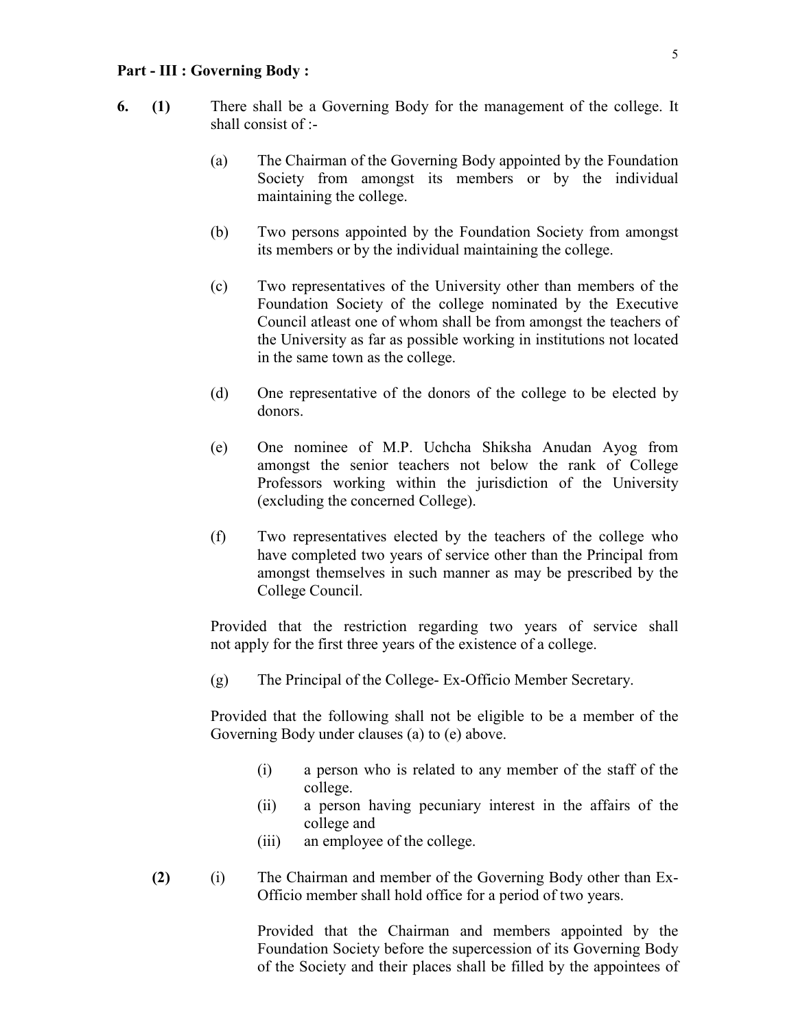**Part - III : Governing Body :**

**6. (1)** There shall be a Governing Body for the management of the college. It shall consist of :-

(a) The Chairman of the Governing Body appointed by the Foundation Society from amongst its members or by the individual maintaining the college.

(b) Two persons appointed by the Foundation Society from amongst its members or by the individual maintaining the college.

(c) Two representatives of the University other than members of the Foundation Society of the college nominated by the Executive Council atleast one of whom shall be from amongst the teachers of the University as far as possible working in institutions not located in the same town as the college.

(d) One representative of the donors of the college to be elected by donors.

(e) One nominee of M.P. Uchcha Shiksha Anudan Ayog from amongst the senior teachers not below the rank of College Professors working within the jurisdiction of the University (excluding the concerned College).

(f) Two representatives elected by the teachers of the college who have completed two years of service other than the Principal from amongst themselves in such manner as may be prescribed by the College Council.

Provided that the restriction regarding two years of service shall not apply for the first three years of the existence of a college.

(g) The Principal of the College- Ex-Officio Member Secretary.

Provided that the following shall not be eligible to be a member of the Governing Body under clauses (a) to (e) above.

(i) a person who is related to any member of the staff of the college.
(ii) a person having pecuniary interest in the affairs of the college and
(iii) an employee of the college.

**(2)** (i) The Chairman and member of the Governing Body other than Ex-Officio member shall hold office for a period of two years.

Provided that the Chairman and members appointed by the Foundation Society before the supercession of its Governing Body of the Society and their places shall be filled by the appointees of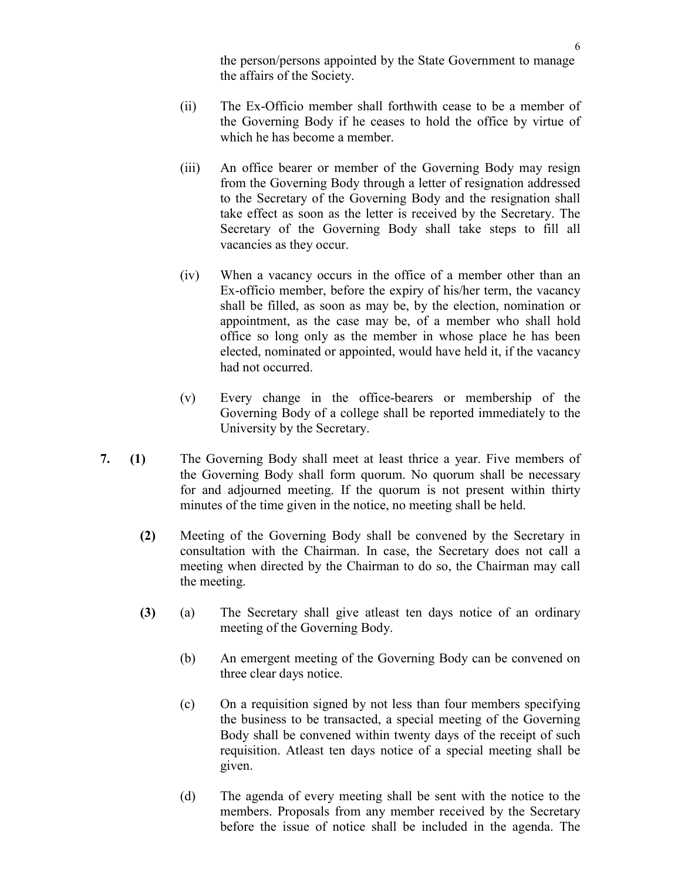the person/persons appointed by the State Government to manage the affairs of the Society.

(ii) The Ex-Officio member shall forthwith cease to be a member of the Governing Body if he ceases to hold the office by virtue of which he has become a member.

(iii) An office bearer or member of the Governing Body may resign from the Governing Body through a letter of resignation addressed to the Secretary of the Governing Body and the resignation shall take effect as soon as the letter is received by the Secretary. The Secretary of the Governing Body shall take steps to fill all vacancies as they occur.

(iv) When a vacancy occurs in the office of a member other than an Ex-officio member, before the expiry of his/her term, the vacancy shall be filled, as soon as may be, by the election, nomination or appointment, as the case may be, of a member who shall hold office so long only as the member in whose place he has been elected, nominated or appointed, would have held it, if the vacancy had not occurred.

(v) Every change in the office-bearers or membership of the Governing Body of a college shall be reported immediately to the University by the Secretary.

**7. (1)** The Governing Body shall meet at least thrice a year. Five members of the Governing Body shall form quorum. No quorum shall be necessary for and adjourned meeting. If the quorum is not present within thirty minutes of the time given in the notice, no meeting shall be held.

**(2)** Meeting of the Governing Body shall be convened by the Secretary in consultation with the Chairman. In case, the Secretary does not call a meeting when directed by the Chairman to do so, the Chairman may call the meeting.

**(3)** (a) The Secretary shall give atleast ten days notice of an ordinary meeting of the Governing Body.

(b) An emergent meeting of the Governing Body can be convened on three clear days notice.

(c) On a requisition signed by not less than four members specifying the business to be transacted, a special meeting of the Governing Body shall be convened within twenty days of the receipt of such requisition. Atleast ten days notice of a special meeting shall be given.

(d) The agenda of every meeting shall be sent with the notice to the members. Proposals from any member received by the Secretary before the issue of notice shall be included in the agenda. The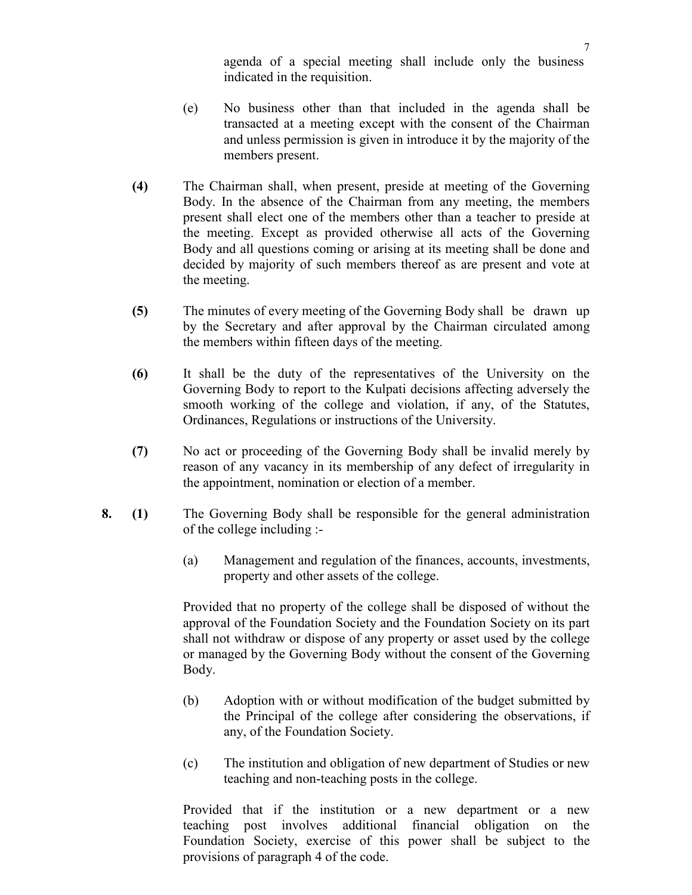agenda of a special meeting shall include only the business indicated in the requisition.

(e) No business other than that included in the agenda shall be transacted at a meeting except with the consent of the Chairman and unless permission is given in introduce it by the majority of the members present.

**(4)** The Chairman shall, when present, preside at meeting of the Governing Body. In the absence of the Chairman from any meeting, the members present shall elect one of the members other than a teacher to preside at the meeting. Except as provided otherwise all acts of the Governing Body and all questions coming or arising at its meeting shall be done and decided by majority of such members thereof as are present and vote at the meeting.

**(5)** The minutes of every meeting of the Governing Body shall be drawn up by the Secretary and after approval by the Chairman circulated among the members within fifteen days of the meeting.

**(6)** It shall be the duty of the representatives of the University on the Governing Body to report to the Kulpati decisions affecting adversely the smooth working of the college and violation, if any, of the Statutes, Ordinances, Regulations or instructions of the University.

**(7)** No act or proceeding of the Governing Body shall be invalid merely by reason of any vacancy in its membership of any defect of irregularity in the appointment, nomination or election of a member.

**8. (1)** The Governing Body shall be responsible for the general administration of the college including :-

(a) Management and regulation of the finances, accounts, investments, property and other assets of the college.

Provided that no property of the college shall be disposed of without the approval of the Foundation Society and the Foundation Society on its part shall not withdraw or dispose of any property or asset used by the college or managed by the Governing Body without the consent of the Governing Body.

(b) Adoption with or without modification of the budget submitted by the Principal of the college after considering the observations, if any, of the Foundation Society.

(c) The institution and obligation of new department of Studies or new teaching and non-teaching posts in the college.

Provided that if the institution or a new department or a new teaching post involves additional financial obligation on the Foundation Society, exercise of this power shall be subject to the provisions of paragraph 4 of the code.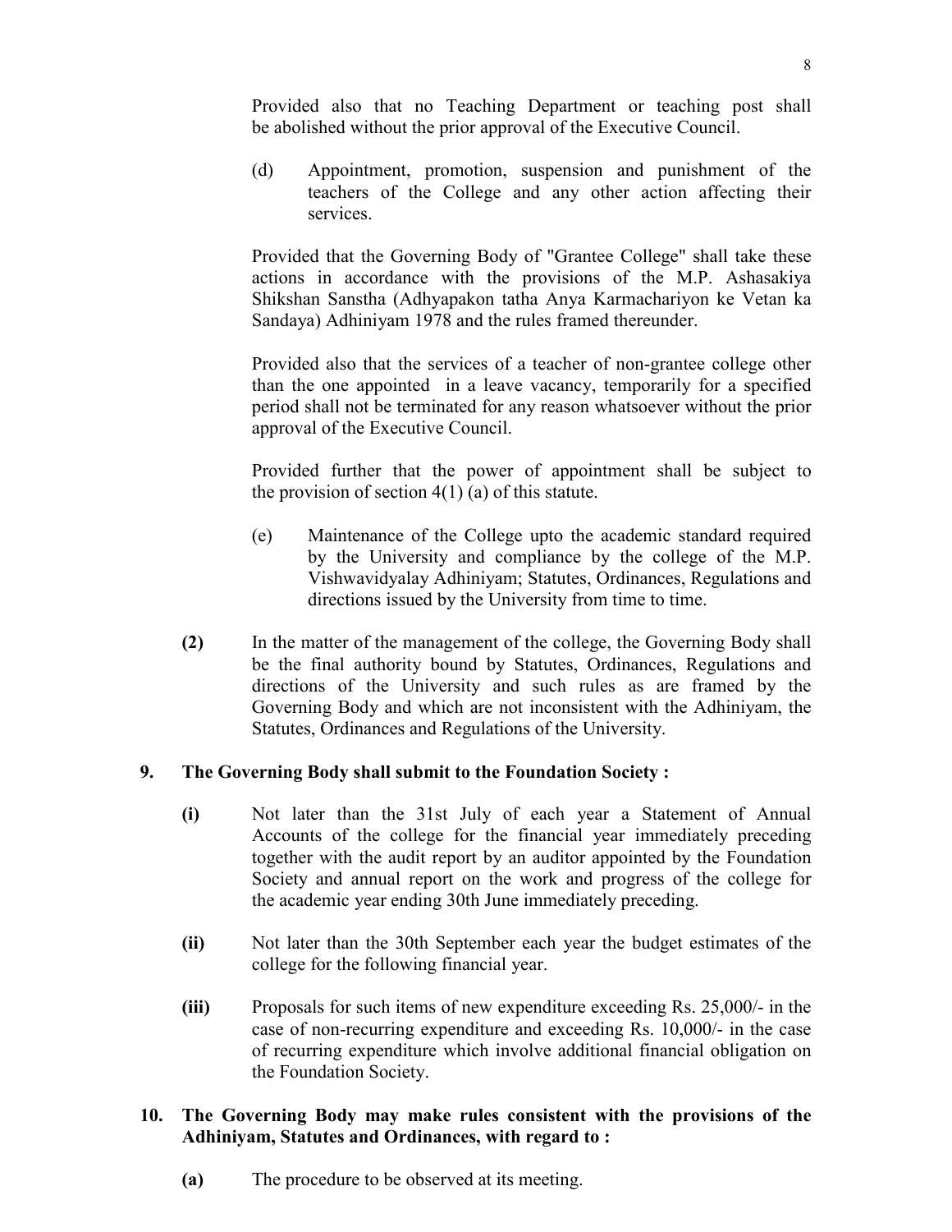Provided also that no Teaching Department or teaching post shall be abolished without the prior approval of the Executive Council.

(d) Appointment, promotion, suspension and punishment of the teachers of the College and any other action affecting their services.

Provided that the Governing Body of "Grantee College" shall take these actions in accordance with the provisions of the M.P. Ashasakiya Shikshan Sanstha (Adhyapakon tatha Anya Karmachariyon ke Vetan ka Sandaya) Adhiniyam 1978 and the rules framed thereunder.

Provided also that the services of a teacher of non-grantee college other than the one appointed in a leave vacancy, temporarily for a specified period shall not be terminated for any reason whatsoever without the prior approval of the Executive Council.

Provided further that the power of appointment shall be subject to the provision of section 4(1) (a) of this statute.

(e) Maintenance of the College upto the academic standard required by the University and compliance by the college of the M.P. Vishwavidyalay Adhiniyam; Statutes, Ordinances, Regulations and directions issued by the University from time to time.

**(2)** In the matter of the management of the college, the Governing Body shall be the final authority bound by Statutes, Ordinances, Regulations and directions of the University and such rules as are framed by the Governing Body and which are not inconsistent with the Adhiniyam, the Statutes, Ordinances and Regulations of the University.

**9. The Governing Body shall submit to the Foundation Society :**

**(i)** Not later than the 31st July of each year a Statement of Annual Accounts of the college for the financial year immediately preceding together with the audit report by an auditor appointed by the Foundation Society and annual report on the work and progress of the college for the academic year ending 30th June immediately preceding.

**(ii)** Not later than the 30th September each year the budget estimates of the college for the following financial year.

**(iii)** Proposals for such items of new expenditure exceeding Rs. 25,000/- in the case of non-recurring expenditure and exceeding Rs. 10,000/- in the case of recurring expenditure which involve additional financial obligation on the Foundation Society.

**10. The Governing Body may make rules consistent with the provisions of the Adhiniyam, Statutes and Ordinances, with regard to :**

**(a)** The procedure to be observed at its meeting.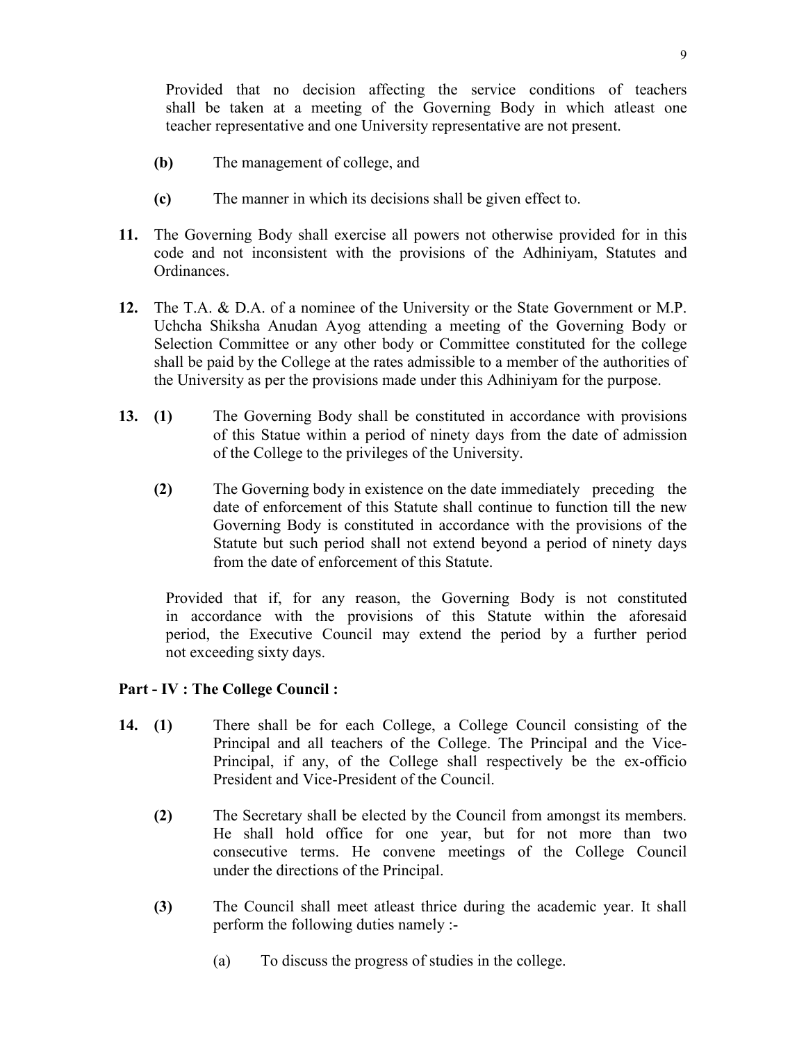Provided that no decision affecting the service conditions of teachers shall be taken at a meeting of the Governing Body in which atleast one teacher representative and one University representative are not present.

**(b)** The management of college, and

**(c)** The manner in which its decisions shall be given effect to.

**11.** The Governing Body shall exercise all powers not otherwise provided for in this code and not inconsistent with the provisions of the Adhiniyam, Statutes and Ordinances.

**12.** The T.A. & D.A. of a nominee of the University or the State Government or M.P. Uchcha Shiksha Anudan Ayog attending a meeting of the Governing Body or Selection Committee or any other body or Committee constituted for the college shall be paid by the College at the rates admissible to a member of the authorities of the University as per the provisions made under this Adhiniyam for the purpose.

**13. (1)** The Governing Body shall be constituted in accordance with provisions of this Statue within a period of ninety days from the date of admission of the College to the privileges of the University.

**(2)** The Governing body in existence on the date immediately preceding the date of enforcement of this Statute shall continue to function till the new Governing Body is constituted in accordance with the provisions of the Statute but such period shall not extend beyond a period of ninety days from the date of enforcement of this Statute.

Provided that if, for any reason, the Governing Body is not constituted in accordance with the provisions of this Statute within the aforesaid period, the Executive Council may extend the period by a further period not exceeding sixty days.

**Part - IV : The College Council :**

**14. (1)** There shall be for each College, a College Council consisting of the Principal and all teachers of the College. The Principal and the Vice-Principal, if any, of the College shall respectively be the ex-officio President and Vice-President of the Council.

**(2)** The Secretary shall be elected by the Council from amongst its members. He shall hold office for one year, but for not more than two consecutive terms. He convene meetings of the College Council under the directions of the Principal.

**(3)** The Council shall meet atleast thrice during the academic year. It shall perform the following duties namely :-

(a) To discuss the progress of studies in the college.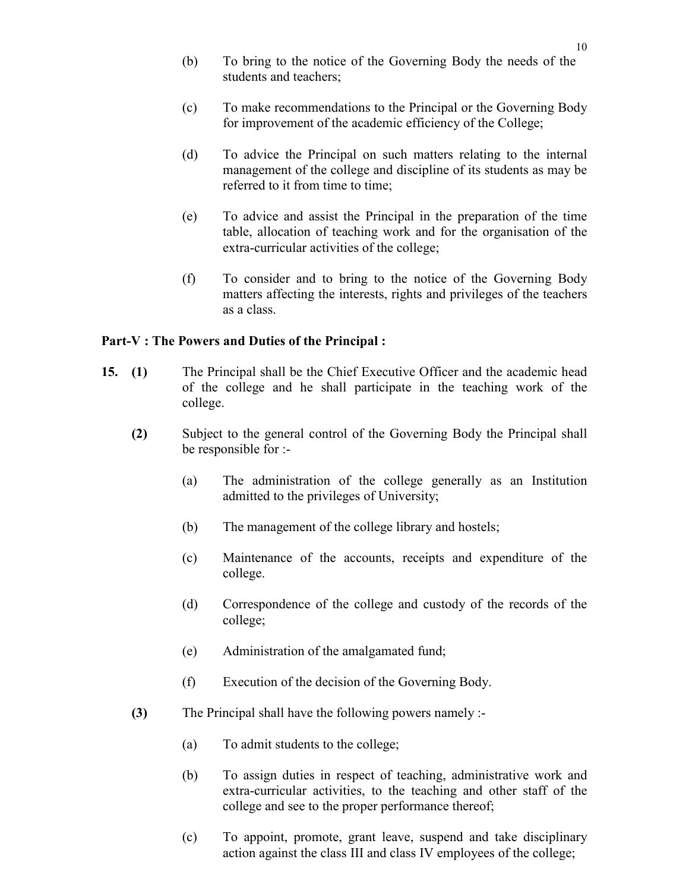(b) To bring to the notice of the Governing Body the needs of the students and teachers;

(c) To make recommendations to the Principal or the Governing Body for improvement of the academic efficiency of the College;

(d) To advice the Principal on such matters relating to the internal management of the college and discipline of its students as may be referred to it from time to time;

(e) To advice and assist the Principal in the preparation of the time table, allocation of teaching work and for the organisation of the extra-curricular activities of the college;

(f) To consider and to bring to the notice of the Governing Body matters affecting the interests, rights and privileges of the teachers as a class.

**Part-V : The Powers and Duties of the Principal :**

**15. (1)** The Principal shall be the Chief Executive Officer and the academic head of the college and he shall participate in the teaching work of the college.

**(2)** Subject to the general control of the Governing Body the Principal shall be responsible for :-

(a) The administration of the college generally as an Institution admitted to the privileges of University;

(b) The management of the college library and hostels;

(c) Maintenance of the accounts, receipts and expenditure of the college.

(d) Correspondence of the college and custody of the records of the college;

(e) Administration of the amalgamated fund;

(f) Execution of the decision of the Governing Body.

**(3)** The Principal shall have the following powers namely :-

(a) To admit students to the college;

(b) To assign duties in respect of teaching, administrative work and extra-curricular activities, to the teaching and other staff of the college and see to the proper performance thereof;

(c) To appoint, promote, grant leave, suspend and take disciplinary action against the class III and class IV employees of the college;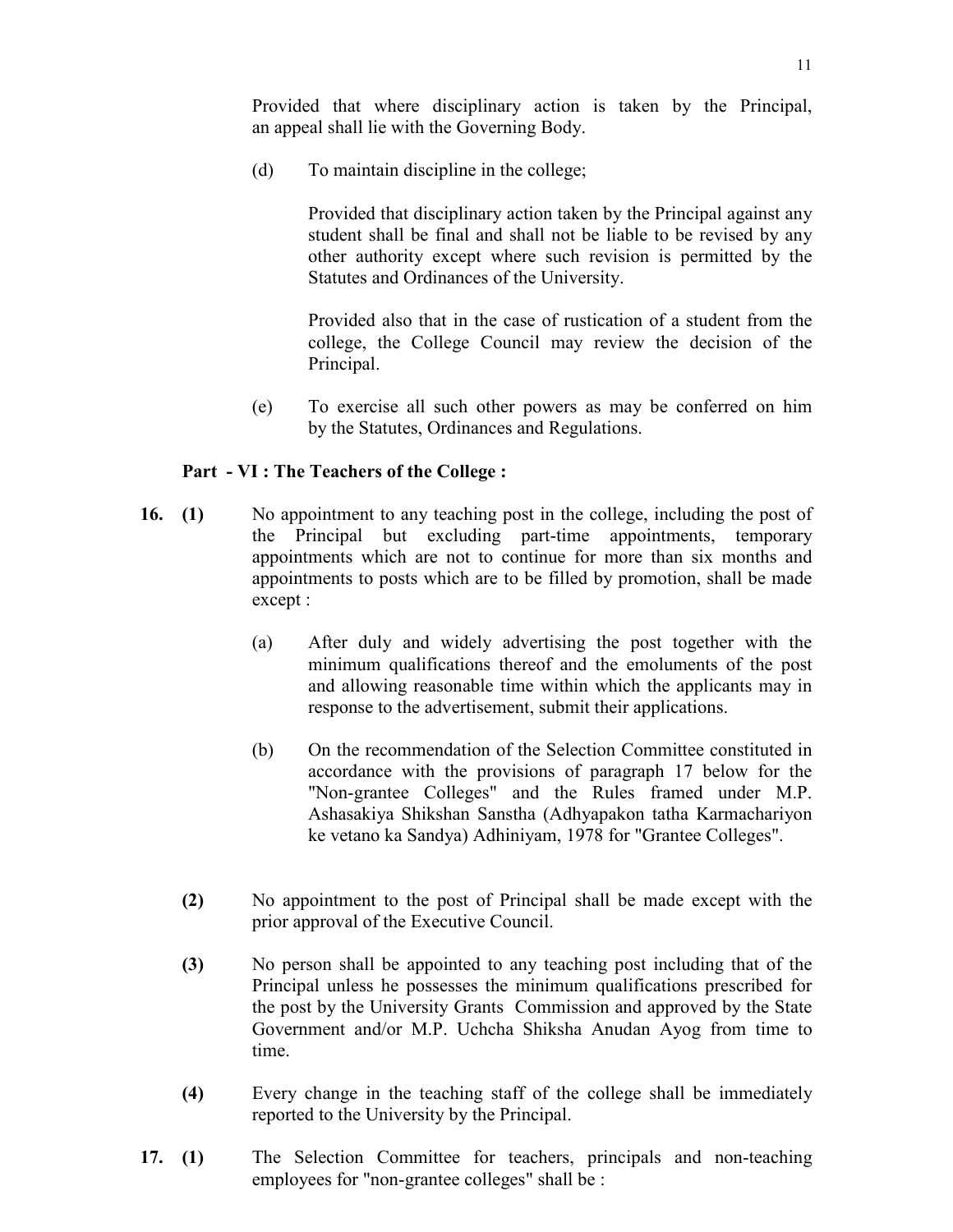Provided that where disciplinary action is taken by the Principal, an appeal shall lie with the Governing Body.

(d) To maintain discipline in the college;

Provided that disciplinary action taken by the Principal against any student shall be final and shall not be liable to be revised by any other authority except where such revision is permitted by the Statutes and Ordinances of the University.

Provided also that in the case of rustication of a student from the college, the College Council may review the decision of the Principal.

(e) To exercise all such other powers as may be conferred on him by the Statutes, Ordinances and Regulations.

**Part - VI : The Teachers of the College :**

**16. (1)** No appointment to any teaching post in the college, including the post of the Principal but excluding part-time appointments, temporary appointments which are not to continue for more than six months and appointments to posts which are to be filled by promotion, shall be made except :

(a) After duly and widely advertising the post together with the minimum qualifications thereof and the emoluments of the post and allowing reasonable time within which the applicants may in response to the advertisement, submit their applications.

(b) On the recommendation of the Selection Committee constituted in accordance with the provisions of paragraph 17 below for the "Non-grantee Colleges" and the Rules framed under M.P. Ashasakiya Shikshan Sanstha (Adhyapakon tatha Karmachariyon ke vetano ka Sandya) Adhiniyam, 1978 for "Grantee Colleges".

**(2)** No appointment to the post of Principal shall be made except with the prior approval of the Executive Council.

**(3)** No person shall be appointed to any teaching post including that of the Principal unless he possesses the minimum qualifications prescribed for the post by the University Grants Commission and approved by the State Government and/or M.P. Uchcha Shiksha Anudan Ayog from time to time.

**(4)** Every change in the teaching staff of the college shall be immediately reported to the University by the Principal.

**17. (1)** The Selection Committee for teachers, principals and non-teaching employees for "non-grantee colleges" shall be :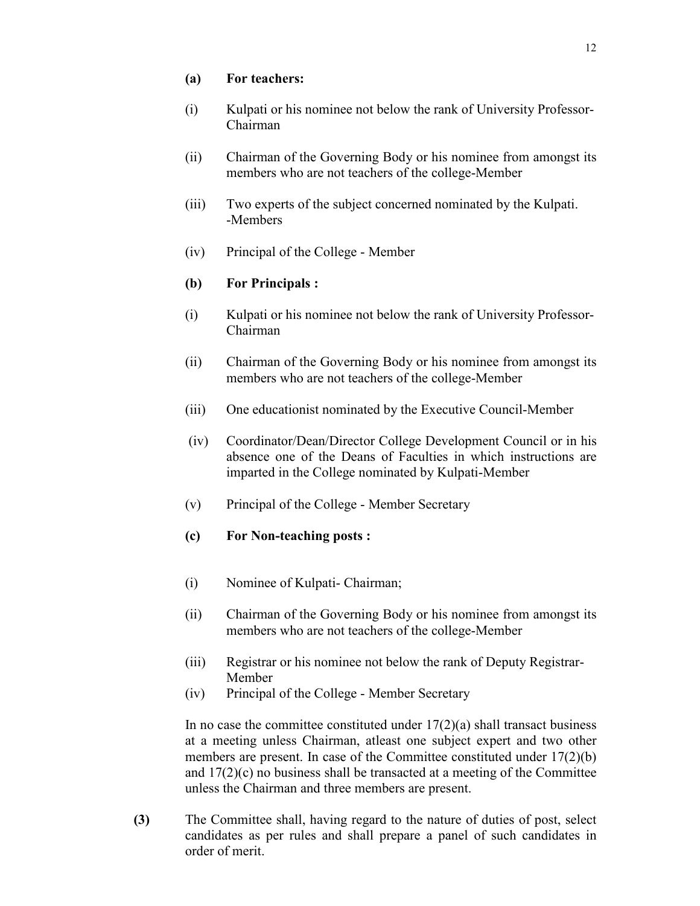**(a) For teachers:**

(i) Kulpati or his nominee not below the rank of University Professor-Chairman

(ii) Chairman of the Governing Body or his nominee from amongst its members who are not teachers of the college-Member

(iii) Two experts of the subject concerned nominated by the Kulpati. -Members

(iv) Principal of the College - Member

**(b) For Principals :**

(i) Kulpati or his nominee not below the rank of University Professor-Chairman

(ii) Chairman of the Governing Body or his nominee from amongst its members who are not teachers of the college-Member

(iii) One educationist nominated by the Executive Council-Member

(iv) Coordinator/Dean/Director College Development Council or in his absence one of the Deans of Faculties in which instructions are imparted in the College nominated by Kulpati-Member

(v) Principal of the College - Member Secretary

**(c) For Non-teaching posts :**

(i) Nominee of Kulpati- Chairman;

(ii) Chairman of the Governing Body or his nominee from amongst its members who are not teachers of the college-Member

(iii) Registrar or his nominee not below the rank of Deputy Registrar-Member

(iv) Principal of the College - Member Secretary

In no case the committee constituted under 17(2)(a) shall transact business at a meeting unless Chairman, atleast one subject expert and two other members are present. In case of the Committee constituted under 17(2)(b) and 17(2)(c) no business shall be transacted at a meeting of the Committee unless the Chairman and three members are present.

**(3)** The Committee shall, having regard to the nature of duties of post, select candidates as per rules and shall prepare a panel of such candidates in order of merit.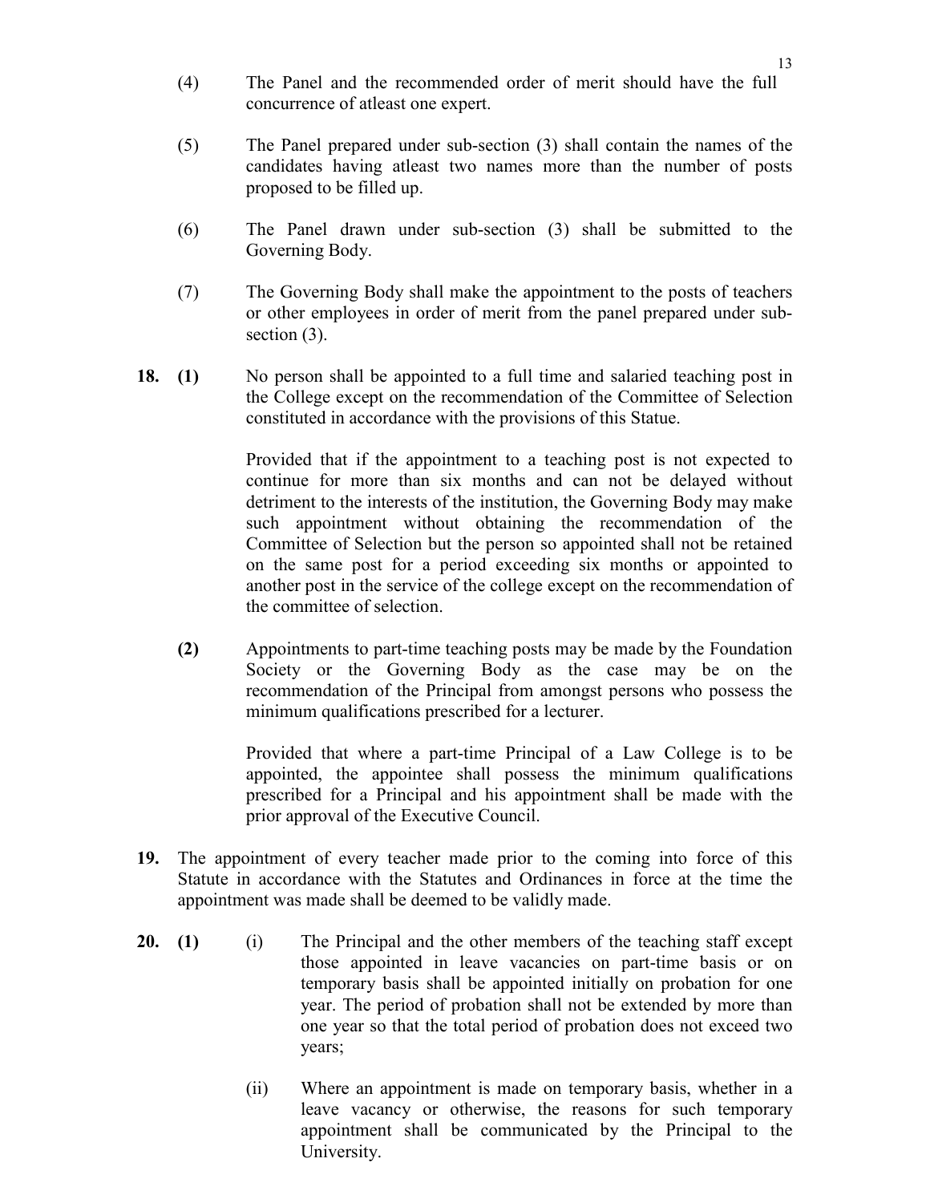(4) The Panel and the recommended order of merit should have the full concurrence of atleast one expert.

(5) The Panel prepared under sub-section (3) shall contain the names of the candidates having atleast two names more than the number of posts proposed to be filled up.

(6) The Panel drawn under sub-section (3) shall be submitted to the Governing Body.

(7) The Governing Body shall make the appointment to the posts of teachers or other employees in order of merit from the panel prepared under sub-section (3).

**18. (1)** No person shall be appointed to a full time and salaried teaching post in the College except on the recommendation of the Committee of Selection constituted in accordance with the provisions of this Statue.

Provided that if the appointment to a teaching post is not expected to continue for more than six months and can not be delayed without detriment to the interests of the institution, the Governing Body may make such appointment without obtaining the recommendation of the Committee of Selection but the person so appointed shall not be retained on the same post for a period exceeding six months or appointed to another post in the service of the college except on the recommendation of the committee of selection.

**(2)** Appointments to part-time teaching posts may be made by the Foundation Society or the Governing Body as the case may be on the recommendation of the Principal from amongst persons who possess the minimum qualifications prescribed for a lecturer.

Provided that where a part-time Principal of a Law College is to be appointed, the appointee shall possess the minimum qualifications prescribed for a Principal and his appointment shall be made with the prior approval of the Executive Council.

**19.** The appointment of every teacher made prior to the coming into force of this Statute in accordance with the Statutes and Ordinances in force at the time the appointment was made shall be deemed to be validly made.

**20. (1)** (i) The Principal and the other members of the teaching staff except those appointed in leave vacancies on part-time basis or on temporary basis shall be appointed initially on probation for one year. The period of probation shall not be extended by more than one year so that the total period of probation does not exceed two years;

(ii) Where an appointment is made on temporary basis, whether in a leave vacancy or otherwise, the reasons for such temporary appointment shall be communicated by the Principal to the University.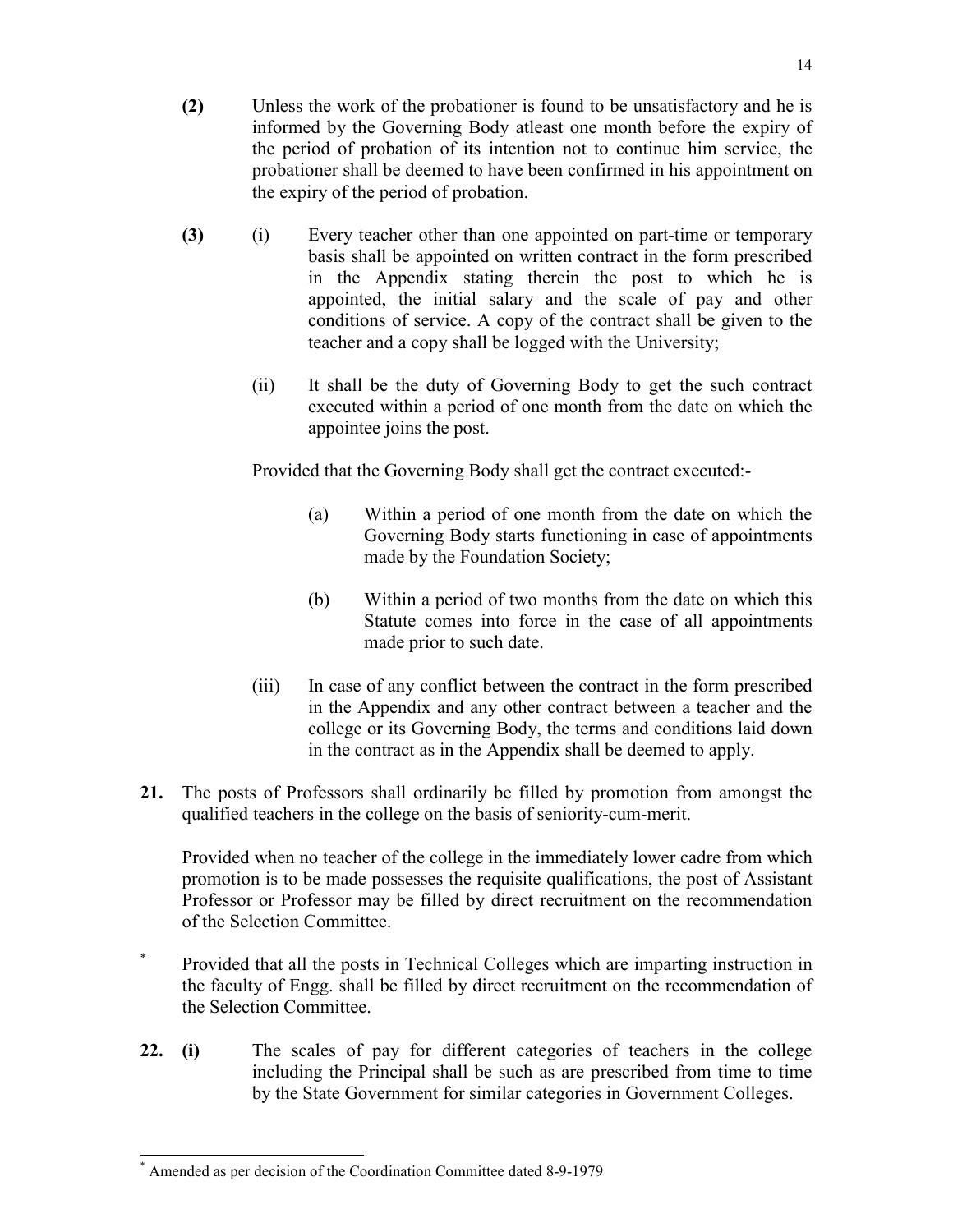**(2)** Unless the work of the probationer is found to be unsatisfactory and he is informed by the Governing Body atleast one month before the expiry of the period of probation of its intention not to continue him service, the probationer shall be deemed to have been confirmed in his appointment on the expiry of the period of probation.

**(3)** (i) Every teacher other than one appointed on part-time or temporary basis shall be appointed on written contract in the form prescribed in the Appendix stating therein the post to which he is appointed, the initial salary and the scale of pay and other conditions of service. A copy of the contract shall be given to the teacher and a copy shall be logged with the University;

(ii) It shall be the duty of Governing Body to get the such contract executed within a period of one month from the date on which the appointee joins the post.

Provided that the Governing Body shall get the contract executed:-

(a) Within a period of one month from the date on which the Governing Body starts functioning in case of appointments made by the Foundation Society;

(b) Within a period of two months from the date on which this Statute comes into force in the case of all appointments made prior to such date.

(iii) In case of any conflict between the contract in the form prescribed in the Appendix and any other contract between a teacher and the college or its Governing Body, the terms and conditions laid down in the contract as in the Appendix shall be deemed to apply.

**21.** The posts of Professors shall ordinarily be filled by promotion from amongst the qualified teachers in the college on the basis of seniority-cum-merit.

Provided when no teacher of the college in the immediately lower cadre from which promotion is to be made possesses the requisite qualifications, the post of Assistant Professor or Professor may be filled by direct recruitment on the recommendation of the Selection Committee.

* Provided that all the posts in Technical Colleges which are imparting instruction in the faculty of Engg. shall be filled by direct recruitment on the recommendation of the Selection Committee.

**22. (i)** The scales of pay for different categories of teachers in the college including the Principal shall be such as are prescribed from time to time by the State Government for similar categories in Government Colleges.

* Amended as per decision of the Coordination Committee dated 8-9-1979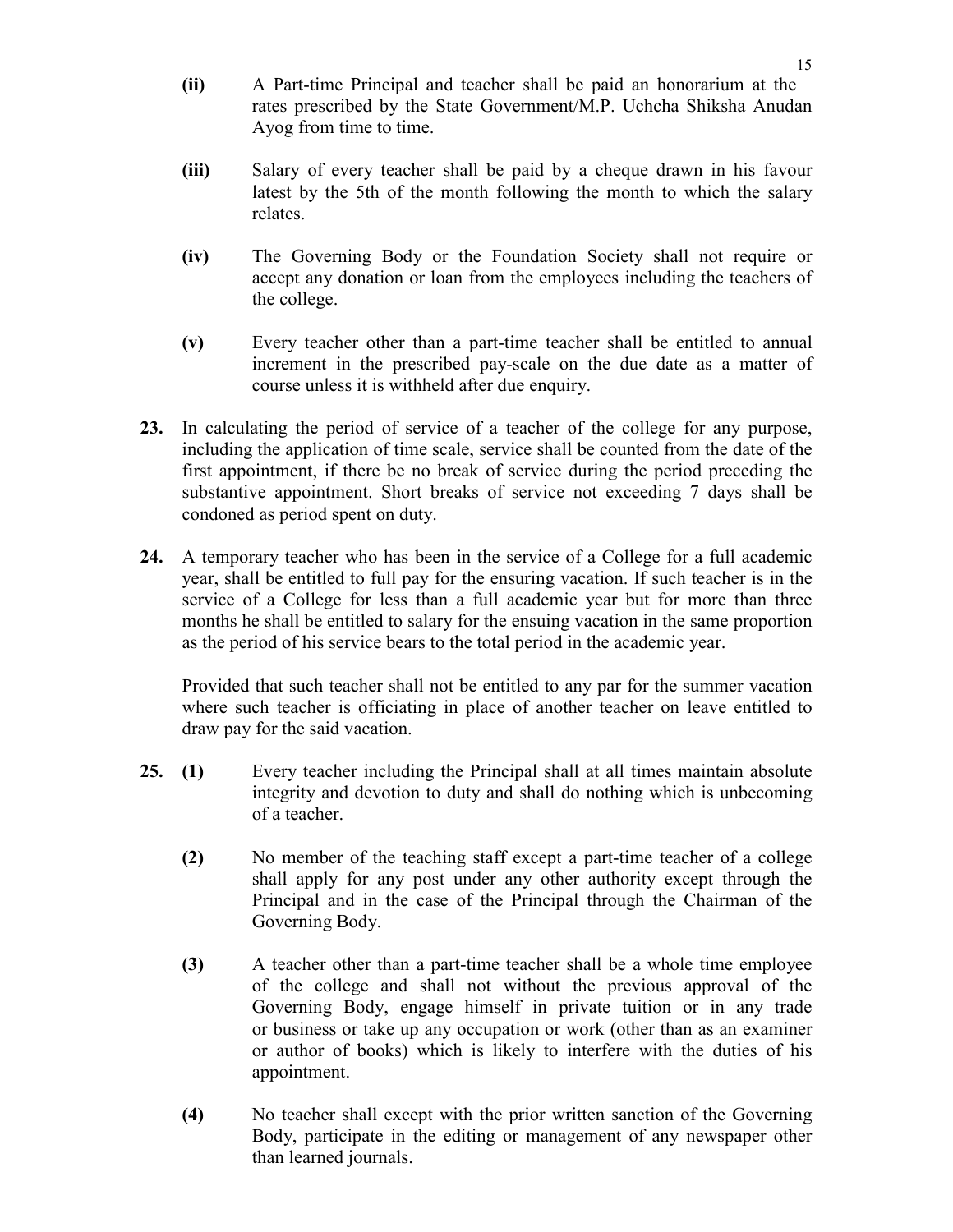**(ii)** A Part-time Principal and teacher shall be paid an honorarium at the rates prescribed by the State Government/M.P. Uchcha Shiksha Anudan Ayog from time to time.

**(iii)** Salary of every teacher shall be paid by a cheque drawn in his favour latest by the 5th of the month following the month to which the salary relates.

**(iv)** The Governing Body or the Foundation Society shall not require or accept any donation or loan from the employees including the teachers of the college.

**(v)** Every teacher other than a part-time teacher shall be entitled to annual increment in the prescribed pay-scale on the due date as a matter of course unless it is withheld after due enquiry.

**23.** In calculating the period of service of a teacher of the college for any purpose, including the application of time scale, service shall be counted from the date of the first appointment, if there be no break of service during the period preceding the substantive appointment. Short breaks of service not exceeding 7 days shall be condoned as period spent on duty.

**24.** A temporary teacher who has been in the service of a College for a full academic year, shall be entitled to full pay for the ensuring vacation. If such teacher is in the service of a College for less than a full academic year but for more than three months he shall be entitled to salary for the ensuing vacation in the same proportion as the period of his service bears to the total period in the academic year.

Provided that such teacher shall not be entitled to any par for the summer vacation where such teacher is officiating in place of another teacher on leave entitled to draw pay for the said vacation.

**25. (1)** Every teacher including the Principal shall at all times maintain absolute integrity and devotion to duty and shall do nothing which is unbecoming of a teacher.

**(2)** No member of the teaching staff except a part-time teacher of a college shall apply for any post under any other authority except through the Principal and in the case of the Principal through the Chairman of the Governing Body.

**(3)** A teacher other than a part-time teacher shall be a whole time employee of the college and shall not without the previous approval of the Governing Body, engage himself in private tuition or in any trade or business or take up any occupation or work (other than as an examiner or author of books) which is likely to interfere with the duties of his appointment.

**(4)** No teacher shall except with the prior written sanction of the Governing Body, participate in the editing or management of any newspaper other than learned journals.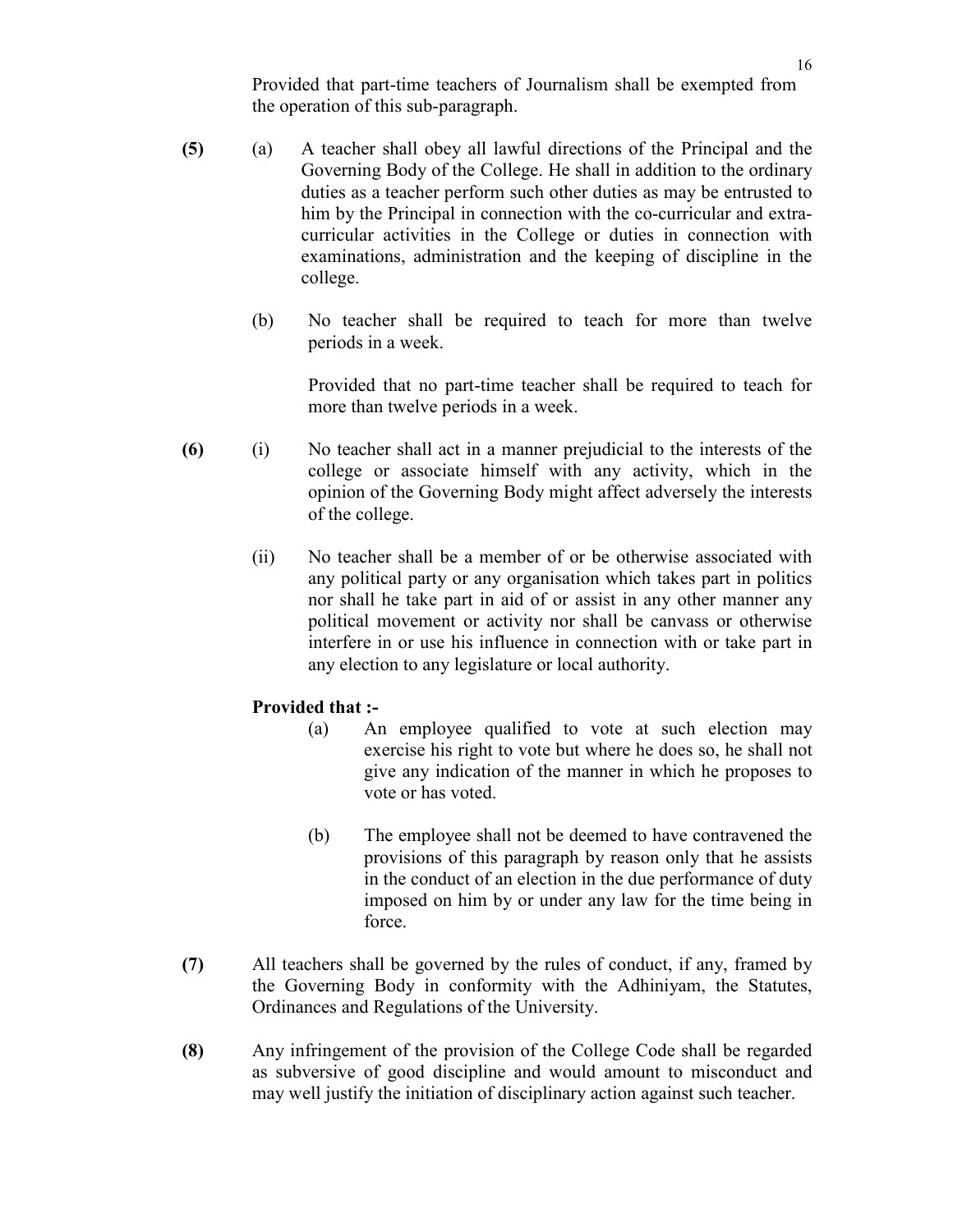Provided that part-time teachers of Journalism shall be exempted from the operation of this sub-paragraph.

**(5)** (a) A teacher shall obey all lawful directions of the Principal and the Governing Body of the College. He shall in addition to the ordinary duties as a teacher perform such other duties as may be entrusted to him by the Principal in connection with the co-curricular and extra-curricular activities in the College or duties in connection with examinations, administration and the keeping of discipline in the college.

(b) No teacher shall be required to teach for more than twelve periods in a week.

Provided that no part-time teacher shall be required to teach for more than twelve periods in a week.

**(6)** (i) No teacher shall act in a manner prejudicial to the interests of the college or associate himself with any activity, which in the opinion of the Governing Body might affect adversely the interests of the college.

(ii) No teacher shall be a member of or be otherwise associated with any political party or any organisation which takes part in politics nor shall he take part in aid of or assist in any other manner any political movement or activity nor shall be canvass or otherwise interfere in or use his influence in connection with or take part in any election to any legislature or local authority.

**Provided that :-**

(a) An employee qualified to vote at such election may exercise his right to vote but where he does so, he shall not give any indication of the manner in which he proposes to vote or has voted.

(b) The employee shall not be deemed to have contravened the provisions of this paragraph by reason only that he assists in the conduct of an election in the due performance of duty imposed on him by or under any law for the time being in force.

**(7)** All teachers shall be governed by the rules of conduct, if any, framed by the Governing Body in conformity with the Adhiniyam, the Statutes, Ordinances and Regulations of the University.

**(8)** Any infringement of the provision of the College Code shall be regarded as subversive of good discipline and would amount to misconduct and may well justify the initiation of disciplinary action against such teacher.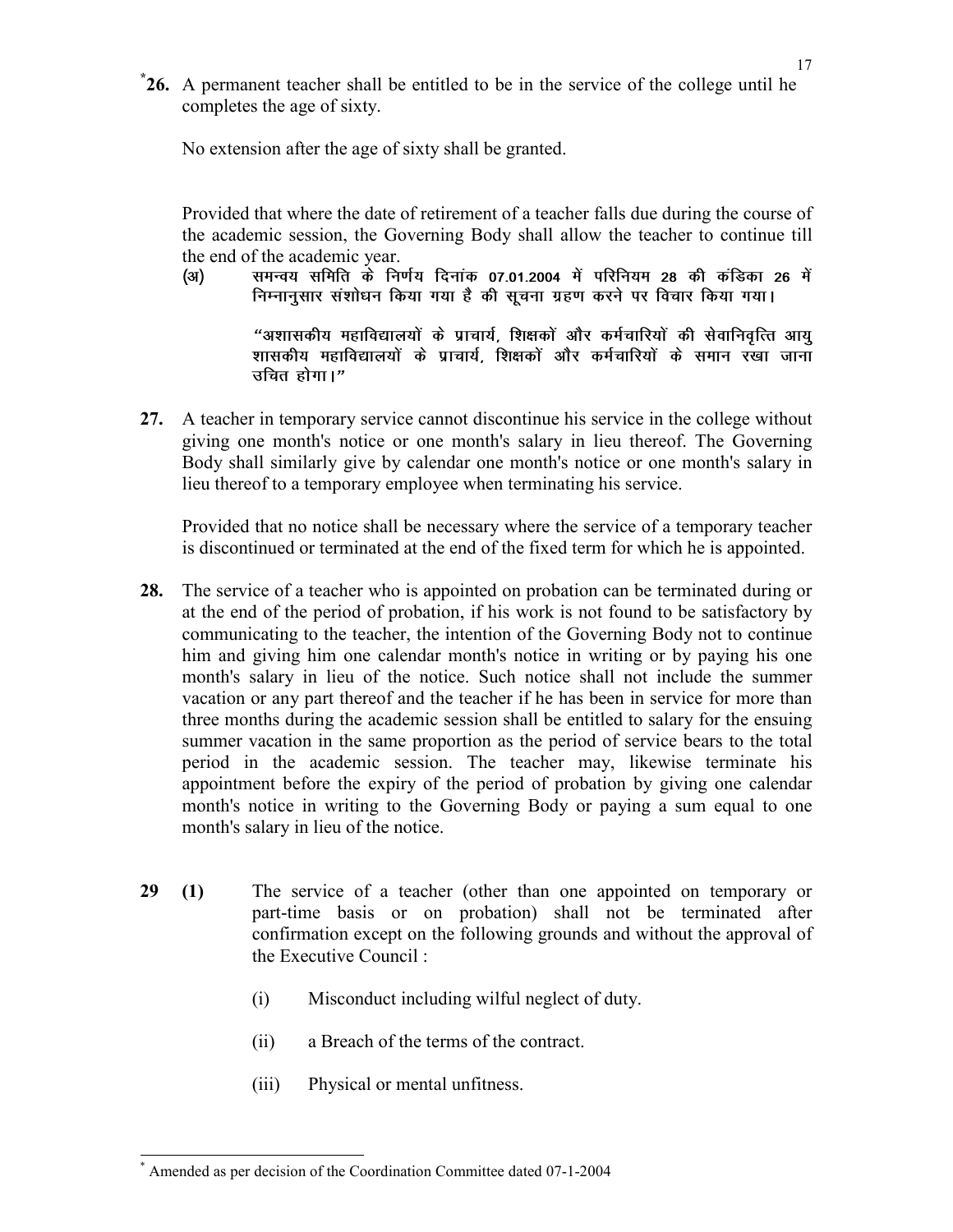*26. A permanent teacher shall be entitled to be in the service of the college until he completes the age of sixty.

No extension after the age of sixty shall be granted.

Provided that where the date of retirement of a teacher falls due during the course of the academic session, the Governing Body shall allow the teacher to continue till the end of the academic year.

(अ) समन्वय समिति के निर्णय दिनांक 07.01.2004 में परिनियम 28 की कंडिका 26 में निम्नानुसार संशोधन किया गया है की सूचना ग्रहण करने पर विचार किया गया।

"अशासकीय महाविद्यालयों के प्राचार्य, शिक्षकों और कर्मचारियों की सेवानिवृत्ति आयु शासकीय महाविद्यालयों के प्राचार्य, शिक्षकों और कर्मचारियों के समान रखा जाना उचित होगा।"

**27.** A teacher in temporary service cannot discontinue his service in the college without giving one month's notice or one month's salary in lieu thereof. The Governing Body shall similarly give by calendar one month's notice or one month's salary in lieu thereof to a temporary employee when terminating his service.

Provided that no notice shall be necessary where the service of a temporary teacher is discontinued or terminated at the end of the fixed term for which he is appointed.

**28.** The service of a teacher who is appointed on probation can be terminated during or at the end of the period of probation, if his work is not found to be satisfactory by communicating to the teacher, the intention of the Governing Body not to continue him and giving him one calendar month's notice in writing or by paying his one month's salary in lieu of the notice. Such notice shall not include the summer vacation or any part thereof and the teacher if he has been in service for more than three months during the academic session shall be entitled to salary for the ensuing summer vacation in the same proportion as the period of service bears to the total period in the academic session. The teacher may, likewise terminate his appointment before the expiry of the period of probation by giving one calendar month's notice in writing to the Governing Body or paying a sum equal to one month's salary in lieu of the notice.

**29 (1)** The service of a teacher (other than one appointed on temporary or part-time basis or on probation) shall not be terminated after confirmation except on the following grounds and without the approval of the Executive Council :

(i) Misconduct including wilful neglect of duty.

(ii) a Breach of the terms of the contract.

(iii) Physical or mental unfitness.

---

* Amended as per decision of the Coordination Committee dated 07-1-2004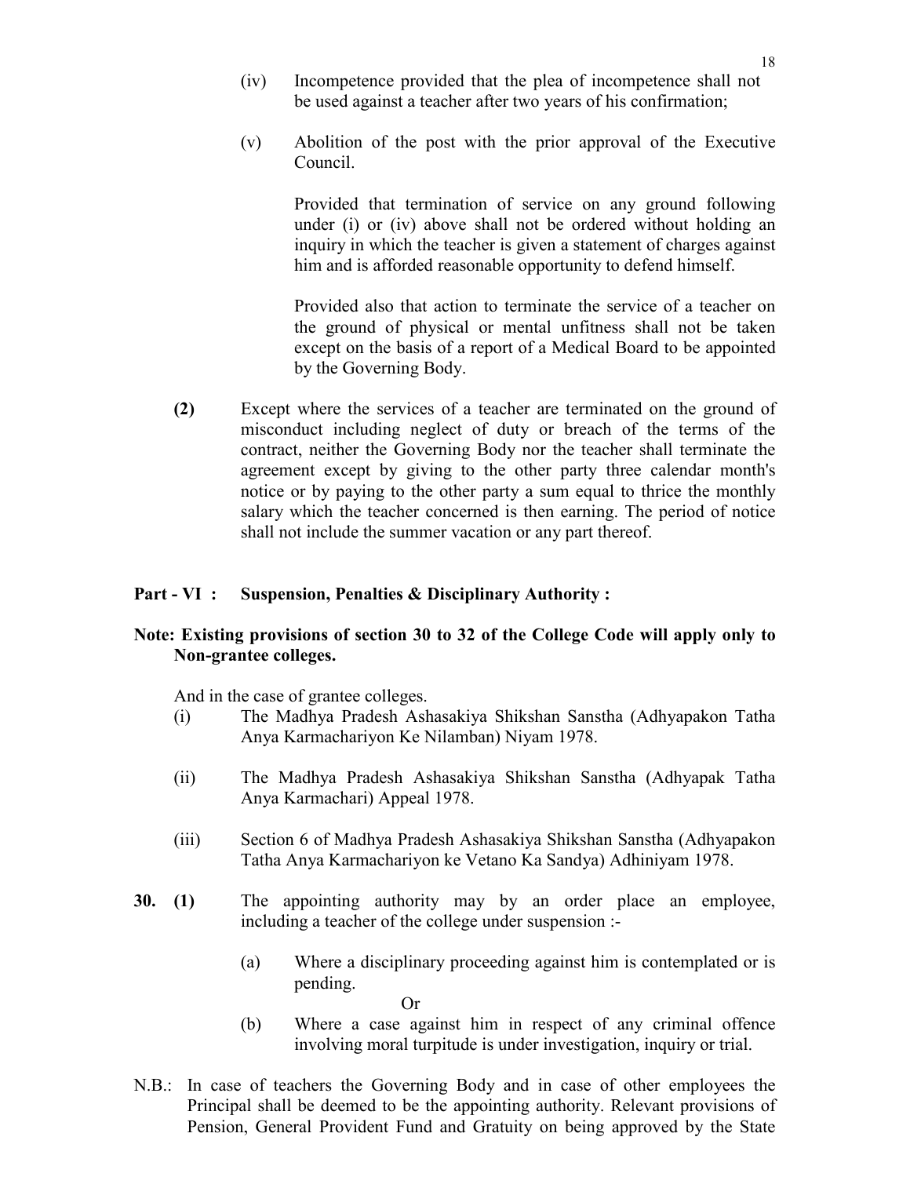(iv) Incompetence provided that the plea of incompetence shall not be used against a teacher after two years of his confirmation;

(v) Abolition of the post with the prior approval of the Executive Council.

Provided that termination of service on any ground following under (i) or (iv) above shall not be ordered without holding an inquiry in which the teacher is given a statement of charges against him and is afforded reasonable opportunity to defend himself.

Provided also that action to terminate the service of a teacher on the ground of physical or mental unfitness shall not be taken except on the basis of a report of a Medical Board to be appointed by the Governing Body.

**(2)** Except where the services of a teacher are terminated on the ground of misconduct including neglect of duty or breach of the terms of the contract, neither the Governing Body nor the teacher shall terminate the agreement except by giving to the other party three calendar month's notice or by paying to the other party a sum equal to thrice the monthly salary which the teacher concerned is then earning. The period of notice shall not include the summer vacation or any part thereof.

**Part - VI : Suspension, Penalties & Disciplinary Authority :**

**Note: Existing provisions of section 30 to 32 of the College Code will apply only to Non-grantee colleges.**

And in the case of grantee colleges.

(i) The Madhya Pradesh Ashasakiya Shikshan Sanstha (Adhyapakon Tatha Anya Karmachariyon Ke Nilamban) Niyam 1978.

(ii) The Madhya Pradesh Ashasakiya Shikshan Sanstha (Adhyapak Tatha Anya Karmachari) Appeal 1978.

(iii) Section 6 of Madhya Pradesh Ashasakiya Shikshan Sanstha (Adhyapakon Tatha Anya Karmachariyon ke Vetano Ka Sandya) Adhiniyam 1978.

**30. (1)** The appointing authority may by an order place an employee, including a teacher of the college under suspension :-

(a) Where a disciplinary proceeding against him is contemplated or is pending.

Or

(b) Where a case against him in respect of any criminal offence involving moral turpitude is under investigation, inquiry or trial.

N.B.: In case of teachers the Governing Body and in case of other employees the Principal shall be deemed to be the appointing authority. Relevant provisions of Pension, General Provident Fund and Gratuity on being approved by the State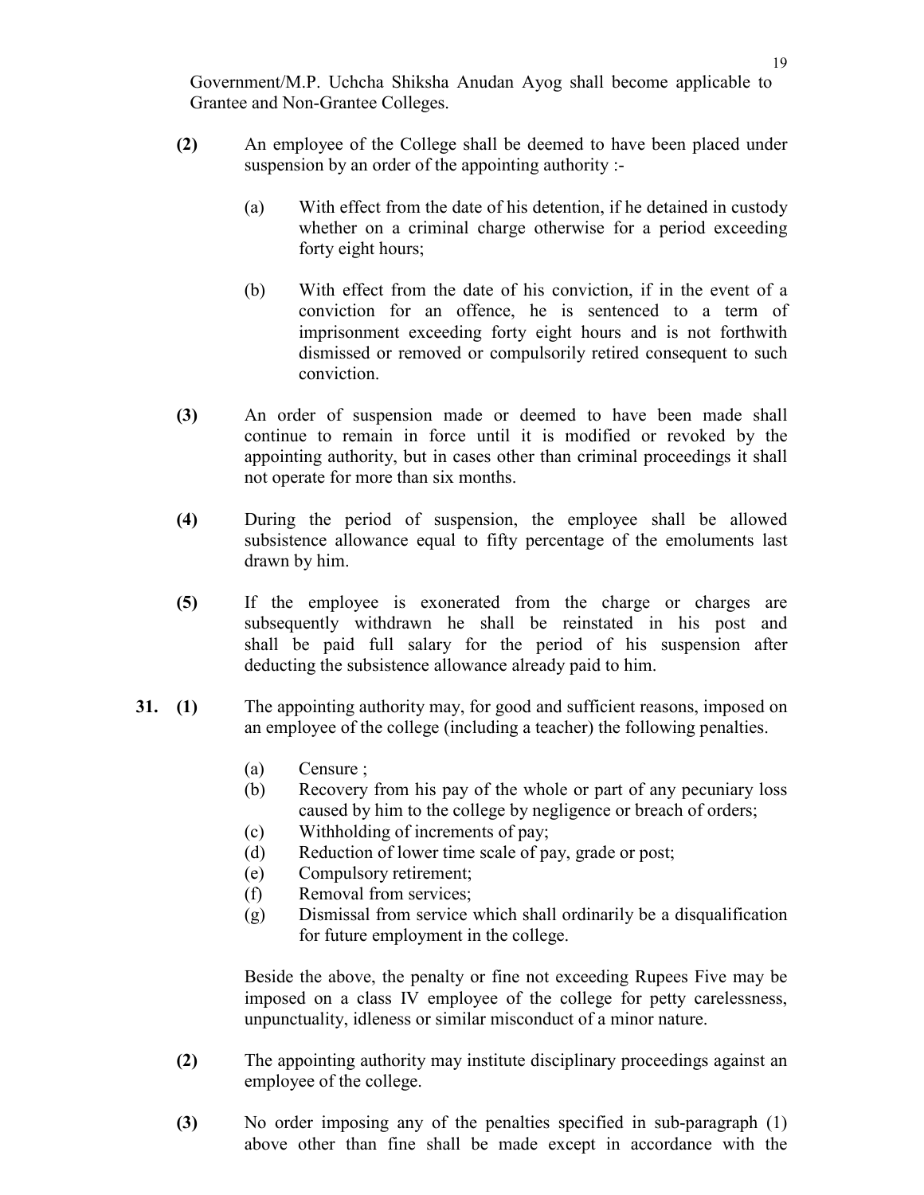Government/M.P. Uchcha Shiksha Anudan Ayog shall become applicable to Grantee and Non-Grantee Colleges.

**(2)** An employee of the College shall be deemed to have been placed under suspension by an order of the appointing authority :-

(a) With effect from the date of his detention, if he detained in custody whether on a criminal charge otherwise for a period exceeding forty eight hours;

(b) With effect from the date of his conviction, if in the event of a conviction for an offence, he is sentenced to a term of imprisonment exceeding forty eight hours and is not forthwith dismissed or removed or compulsorily retired consequent to such conviction.

**(3)** An order of suspension made or deemed to have been made shall continue to remain in force until it is modified or revoked by the appointing authority, but in cases other than criminal proceedings it shall not operate for more than six months.

**(4)** During the period of suspension, the employee shall be allowed subsistence allowance equal to fifty percentage of the emoluments last drawn by him.

**(5)** If the employee is exonerated from the charge or charges are subsequently withdrawn he shall be reinstated in his post and shall be paid full salary for the period of his suspension after deducting the subsistence allowance already paid to him.

**31. (1)** The appointing authority may, for good and sufficient reasons, imposed on an employee of the college (including a teacher) the following penalties.

(a) Censure ;
(b) Recovery from his pay of the whole or part of any pecuniary loss caused by him to the college by negligence or breach of orders;
(c) Withholding of increments of pay;
(d) Reduction of lower time scale of pay, grade or post;
(e) Compulsory retirement;
(f) Removal from services;
(g) Dismissal from service which shall ordinarily be a disqualification for future employment in the college.

Beside the above, the penalty or fine not exceeding Rupees Five may be imposed on a class IV employee of the college for petty carelessness, unpunctuality, idleness or similar misconduct of a minor nature.

**(2)** The appointing authority may institute disciplinary proceedings against an employee of the college.

**(3)** No order imposing any of the penalties specified in sub-paragraph (1) above other than fine shall be made except in accordance with the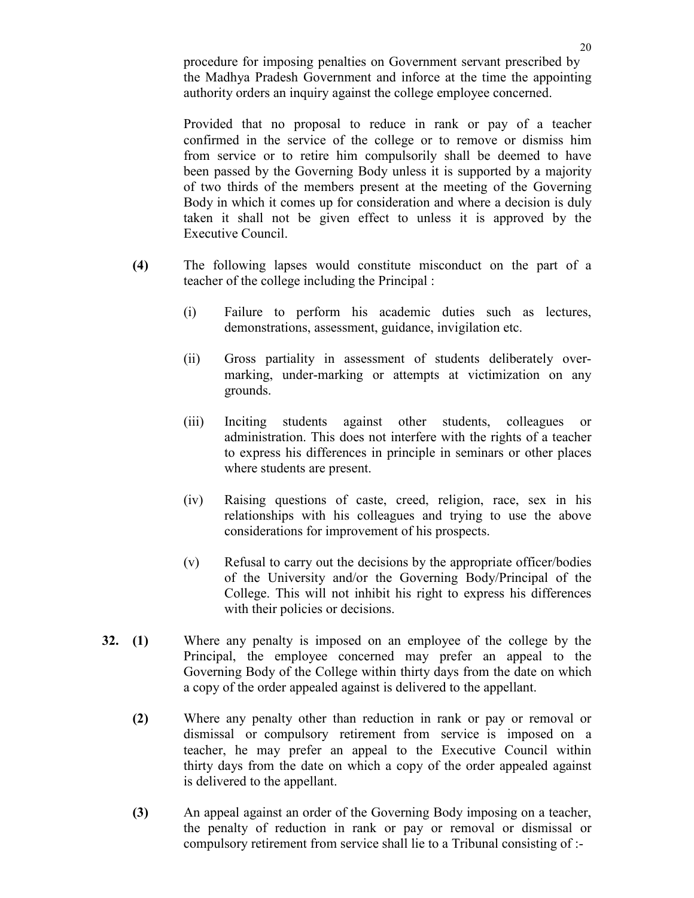procedure for imposing penalties on Government servant prescribed by the Madhya Pradesh Government and inforce at the time the appointing authority orders an inquiry against the college employee concerned.

Provided that no proposal to reduce in rank or pay of a teacher confirmed in the service of the college or to remove or dismiss him from service or to retire him compulsorily shall be deemed to have been passed by the Governing Body unless it is supported by a majority of two thirds of the members present at the meeting of the Governing Body in which it comes up for consideration and where a decision is duly taken it shall not be given effect to unless it is approved by the Executive Council.

**(4)** The following lapses would constitute misconduct on the part of a teacher of the college including the Principal :

(i) Failure to perform his academic duties such as lectures, demonstrations, assessment, guidance, invigilation etc.

(ii) Gross partiality in assessment of students deliberately over-marking, under-marking or attempts at victimization on any grounds.

(iii) Inciting students against other students, colleagues or administration. This does not interfere with the rights of a teacher to express his differences in principle in seminars or other places where students are present.

(iv) Raising questions of caste, creed, religion, race, sex in his relationships with his colleagues and trying to use the above considerations for improvement of his prospects.

(v) Refusal to carry out the decisions by the appropriate officer/bodies of the University and/or the Governing Body/Principal of the College. This will not inhibit his right to express his differences with their policies or decisions.

**32. (1)** Where any penalty is imposed on an employee of the college by the Principal, the employee concerned may prefer an appeal to the Governing Body of the College within thirty days from the date on which a copy of the order appealed against is delivered to the appellant.

**(2)** Where any penalty other than reduction in rank or pay or removal or dismissal or compulsory retirement from service is imposed on a teacher, he may prefer an appeal to the Executive Council within thirty days from the date on which a copy of the order appealed against is delivered to the appellant.

**(3)** An appeal against an order of the Governing Body imposing on a teacher, the penalty of reduction in rank or pay or removal or dismissal or compulsory retirement from service shall lie to a Tribunal consisting of :-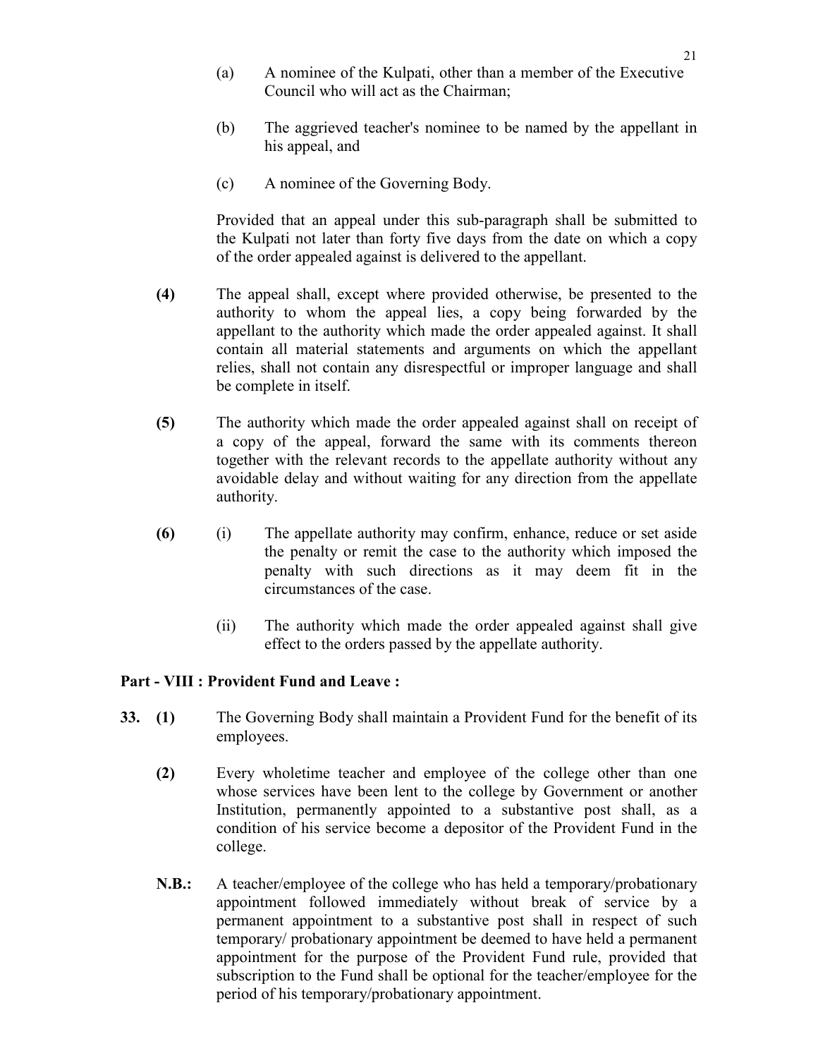(a) A nominee of the Kulpati, other than a member of the Executive Council who will act as the Chairman;

(b) The aggrieved teacher's nominee to be named by the appellant in his appeal, and

(c) A nominee of the Governing Body.

Provided that an appeal under this sub-paragraph shall be submitted to the Kulpati not later than forty five days from the date on which a copy of the order appealed against is delivered to the appellant.

**(4)** The appeal shall, except where provided otherwise, be presented to the authority to whom the appeal lies, a copy being forwarded by the appellant to the authority which made the order appealed against. It shall contain all material statements and arguments on which the appellant relies, shall not contain any disrespectful or improper language and shall be complete in itself.

**(5)** The authority which made the order appealed against shall on receipt of a copy of the appeal, forward the same with its comments thereon together with the relevant records to the appellate authority without any avoidable delay and without waiting for any direction from the appellate authority.

**(6)** (i) The appellate authority may confirm, enhance, reduce or set aside the penalty or remit the case to the authority which imposed the penalty with such directions as it may deem fit in the circumstances of the case.

(ii) The authority which made the order appealed against shall give effect to the orders passed by the appellate authority.

## Part - VIII : Provident Fund and Leave :

**33. (1)** The Governing Body shall maintain a Provident Fund for the benefit of its employees.

**(2)** Every wholetime teacher and employee of the college other than one whose services have been lent to the college by Government or another Institution, permanently appointed to a substantive post shall, as a condition of his service become a depositor of the Provident Fund in the college.

**N.B.:** A teacher/employee of the college who has held a temporary/probationary appointment followed immediately without break of service by a permanent appointment to a substantive post shall in respect of such temporary/ probationary appointment be deemed to have held a permanent appointment for the purpose of the Provident Fund rule, provided that subscription to the Fund shall be optional for the teacher/employee for the period of his temporary/probationary appointment.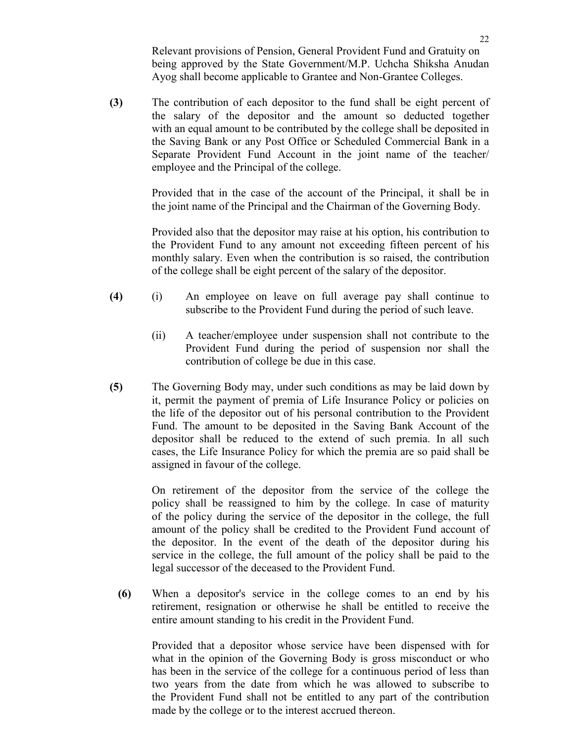Relevant provisions of Pension, General Provident Fund and Gratuity on being approved by the State Government/M.P. Uchcha Shiksha Anudan Ayog shall become applicable to Grantee and Non-Grantee Colleges.

**(3)** The contribution of each depositor to the fund shall be eight percent of the salary of the depositor and the amount so deducted together with an equal amount to be contributed by the college shall be deposited in the Saving Bank or any Post Office or Scheduled Commercial Bank in a Separate Provident Fund Account in the joint name of the teacher/ employee and the Principal of the college.

Provided that in the case of the account of the Principal, it shall be in the joint name of the Principal and the Chairman of the Governing Body.

Provided also that the depositor may raise at his option, his contribution to the Provident Fund to any amount not exceeding fifteen percent of his monthly salary. Even when the contribution is so raised, the contribution of the college shall be eight percent of the salary of the depositor.

**(4)** (i) An employee on leave on full average pay shall continue to subscribe to the Provident Fund during the period of such leave.

(ii) A teacher/employee under suspension shall not contribute to the Provident Fund during the period of suspension nor shall the contribution of college be due in this case.

**(5)** The Governing Body may, under such conditions as may be laid down by it, permit the payment of premia of Life Insurance Policy or policies on the life of the depositor out of his personal contribution to the Provident Fund. The amount to be deposited in the Saving Bank Account of the depositor shall be reduced to the extend of such premia. In all such cases, the Life Insurance Policy for which the premia are so paid shall be assigned in favour of the college.

On retirement of the depositor from the service of the college the policy shall be reassigned to him by the college. In case of maturity of the policy during the service of the depositor in the college, the full amount of the policy shall be credited to the Provident Fund account of the depositor. In the event of the death of the depositor during his service in the college, the full amount of the policy shall be paid to the legal successor of the deceased to the Provident Fund.

**(6)** When a depositor's service in the college comes to an end by his retirement, resignation or otherwise he shall be entitled to receive the entire amount standing to his credit in the Provident Fund.

Provided that a depositor whose service have been dispensed with for what in the opinion of the Governing Body is gross misconduct or who has been in the service of the college for a continuous period of less than two years from the date from which he was allowed to subscribe to the Provident Fund shall not be entitled to any part of the contribution made by the college or to the interest accrued thereon.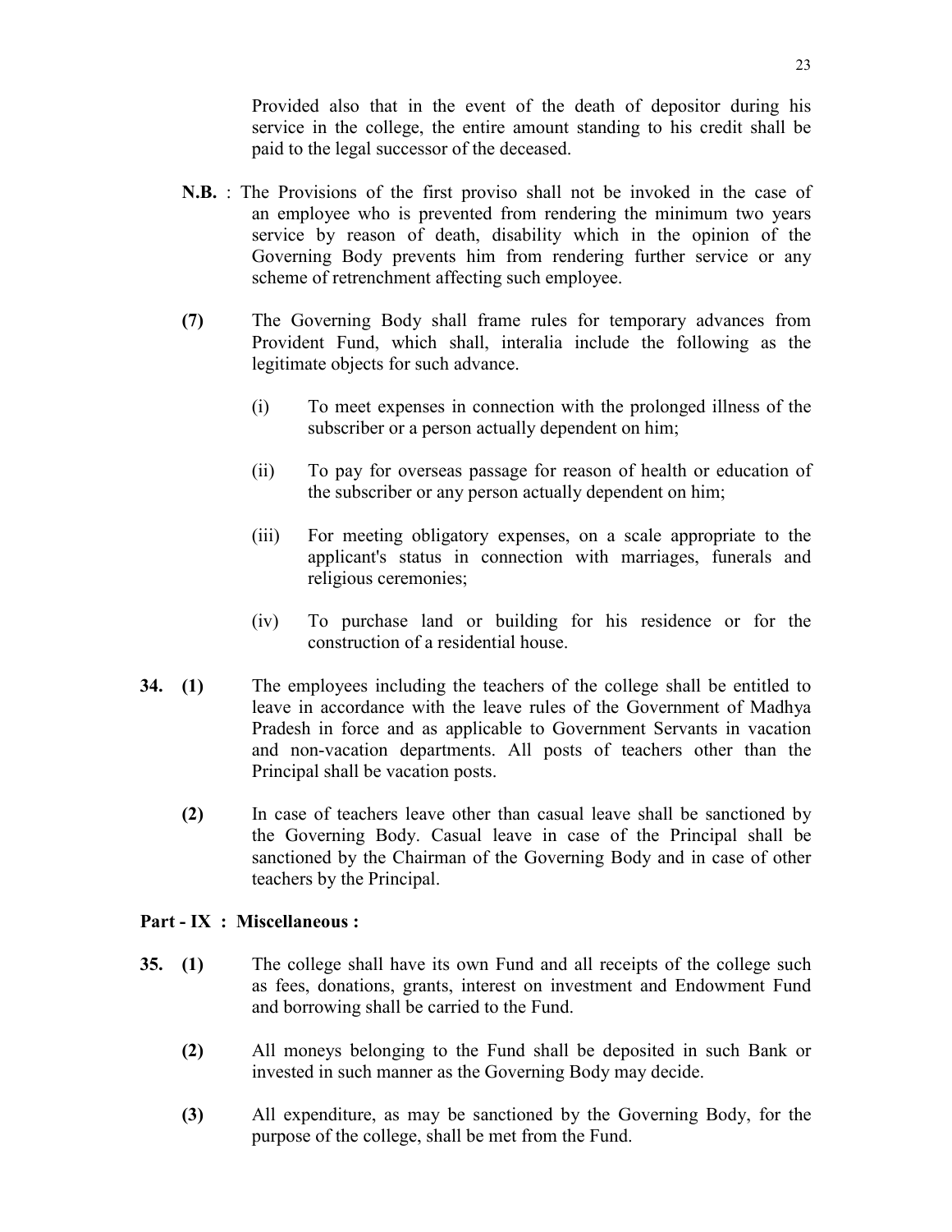Provided also that in the event of the death of depositor during his service in the college, the entire amount standing to his credit shall be paid to the legal successor of the deceased.

**N.B.** : The Provisions of the first proviso shall not be invoked in the case of an employee who is prevented from rendering the minimum two years service by reason of death, disability which in the opinion of the Governing Body prevents him from rendering further service or any scheme of retrenchment affecting such employee.

**(7)** The Governing Body shall frame rules for temporary advances from Provident Fund, which shall, interalia include the following as the legitimate objects for such advance.

(i) To meet expenses in connection with the prolonged illness of the subscriber or a person actually dependent on him;

(ii) To pay for overseas passage for reason of health or education of the subscriber or any person actually dependent on him;

(iii) For meeting obligatory expenses, on a scale appropriate to the applicant's status in connection with marriages, funerals and religious ceremonies;

(iv) To purchase land or building for his residence or for the construction of a residential house.

**34. (1)** The employees including the teachers of the college shall be entitled to leave in accordance with the leave rules of the Government of Madhya Pradesh in force and as applicable to Government Servants in vacation and non-vacation departments. All posts of teachers other than the Principal shall be vacation posts.

**(2)** In case of teachers leave other than casual leave shall be sanctioned by the Governing Body. Casual leave in case of the Principal shall be sanctioned by the Chairman of the Governing Body and in case of other teachers by the Principal.

**Part - IX : Miscellaneous :**

**35. (1)** The college shall have its own Fund and all receipts of the college such as fees, donations, grants, interest on investment and Endowment Fund and borrowing shall be carried to the Fund.

**(2)** All moneys belonging to the Fund shall be deposited in such Bank or invested in such manner as the Governing Body may decide.

**(3)** All expenditure, as may be sanctioned by the Governing Body, for the purpose of the college, shall be met from the Fund.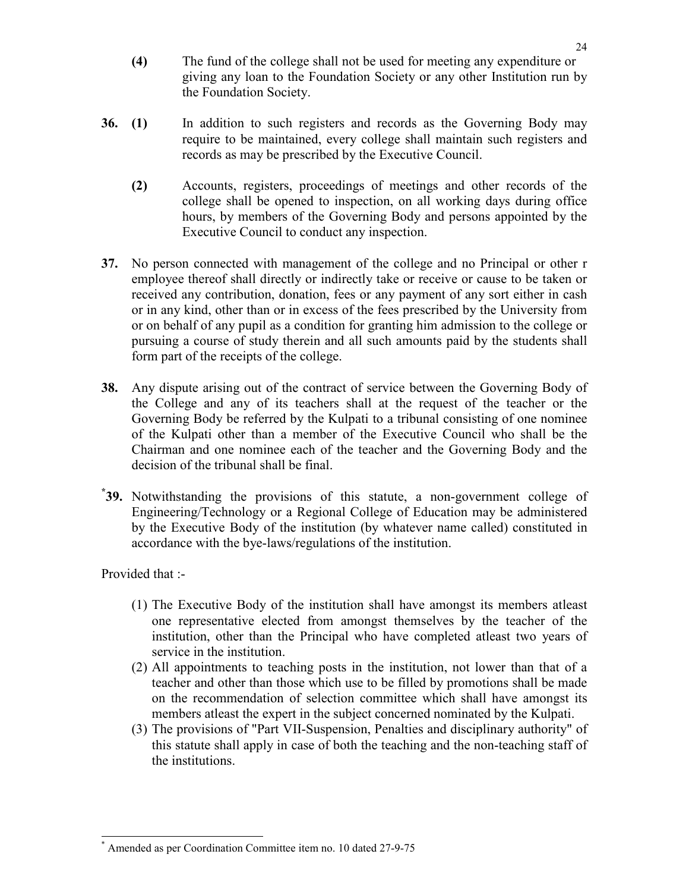**(4)** The fund of the college shall not be used for meeting any expenditure or giving any loan to the Foundation Society or any other Institution run by the Foundation Society.

**36. (1)** In addition to such registers and records as the Governing Body may require to be maintained, every college shall maintain such registers and records as may be prescribed by the Executive Council.

**(2)** Accounts, registers, proceedings of meetings and other records of the college shall be opened to inspection, on all working days during office hours, by members of the Governing Body and persons appointed by the Executive Council to conduct any inspection.

**37.** No person connected with management of the college and no Principal or other r employee thereof shall directly or indirectly take or receive or cause to be taken or received any contribution, donation, fees or any payment of any sort either in cash or in any kind, other than or in excess of the fees prescribed by the University from or on behalf of any pupil as a condition for granting him admission to the college or pursuing a course of study therein and all such amounts paid by the students shall form part of the receipts of the college.

**38.** Any dispute arising out of the contract of service between the Governing Body of the College and any of its teachers shall at the request of the teacher or the Governing Body be referred by the Kulpati to a tribunal consisting of one nominee of the Kulpati other than a member of the Executive Council who shall be the Chairman and one nominee each of the teacher and the Governing Body and the decision of the tribunal shall be final.

[*]**39.** Notwithstanding the provisions of this statute, a non-government college of Engineering/Technology or a Regional College of Education may be administered by the Executive Body of the institution (by whatever name called) constituted in accordance with the bye-laws/regulations of the institution.

Provided that :-

(1) The Executive Body of the institution shall have amongst its members atleast one representative elected from amongst themselves by the teacher of the institution, other than the Principal who have completed atleast two years of service in the institution.
(2) All appointments to teaching posts in the institution, not lower than that of a teacher and other than those which use to be filled by promotions shall be made on the recommendation of selection committee which shall have amongst its members atleast the expert in the subject concerned nominated by the Kulpati.
(3) The provisions of "Part VII-Suspension, Penalties and disciplinary authority" of this statute shall apply in case of both the teaching and the non-teaching staff of the institutions.

---

[*] Amended as per Coordination Committee item no. 10 dated 27-9-75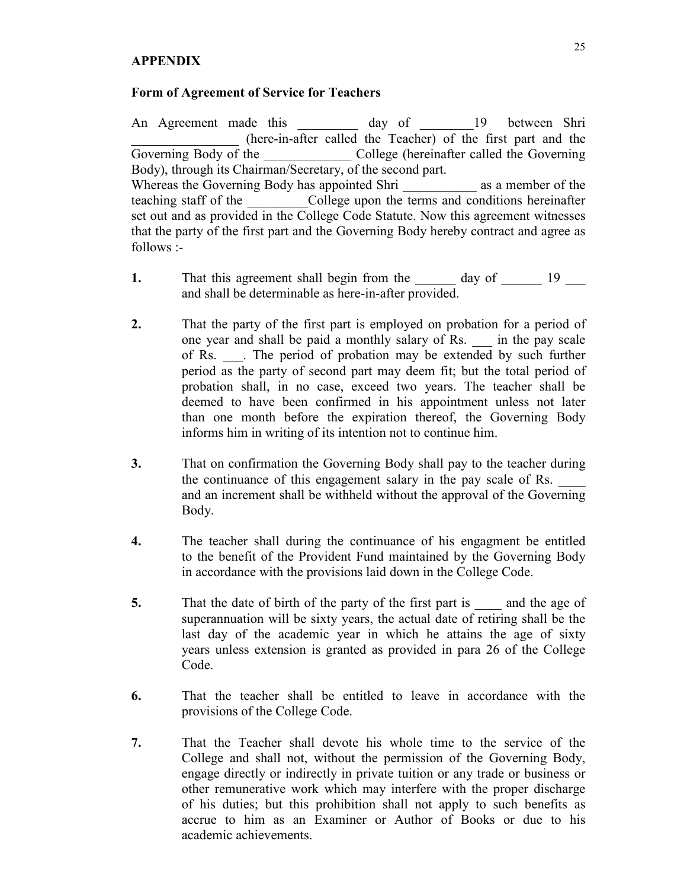**APPENDIX**

**Form of Agreement of Service for Teachers**

An Agreement made this _________ day of ________19 between Shri ________________ (here-in-after called the Teacher) of the first part and the Governing Body of the _____________ College (hereinafter called the Governing Body), through its Chairman/Secretary, of the second part.

Whereas the Governing Body has appointed Shri ___________ as a member of the teaching staff of the _________College upon the terms and conditions hereinafter set out and as provided in the College Code Statute. Now this agreement witnesses that the party of the first part and the Governing Body hereby contract and agree as follows :-

**1.** That this agreement shall begin from the ______ day of ______ 19 ___ and shall be determinable as here-in-after provided.

**2.** That the party of the first part is employed on probation for a period of one year and shall be paid a monthly salary of Rs. ___ in the pay scale of Rs. ___. The period of probation may be extended by such further period as the party of second part may deem fit; but the total period of probation shall, in no case, exceed two years. The teacher shall be deemed to have been confirmed in his appointment unless not later than one month before the expiration thereof, the Governing Body informs him in writing of its intention not to continue him.

**3.** That on confirmation the Governing Body shall pay to the teacher during the continuance of this engagement salary in the pay scale of Rs. ____ and an increment shall be withheld without the approval of the Governing Body.

**4.** The teacher shall during the continuance of his engagment be entitled to the benefit of the Provident Fund maintained by the Governing Body in accordance with the provisions laid down in the College Code.

**5.** That the date of birth of the party of the first part is ____ and the age of superannuation will be sixty years, the actual date of retiring shall be the last day of the academic year in which he attains the age of sixty years unless extension is granted as provided in para 26 of the College Code.

**6.** That the teacher shall be entitled to leave in accordance with the provisions of the College Code.

**7.** That the Teacher shall devote his whole time to the service of the College and shall not, without the permission of the Governing Body, engage directly or indirectly in private tuition or any trade or business or other remunerative work which may interfere with the proper discharge of his duties; but this prohibition shall not apply to such benefits as accrue to him as an Examiner or Author of Books or due to his academic achievements.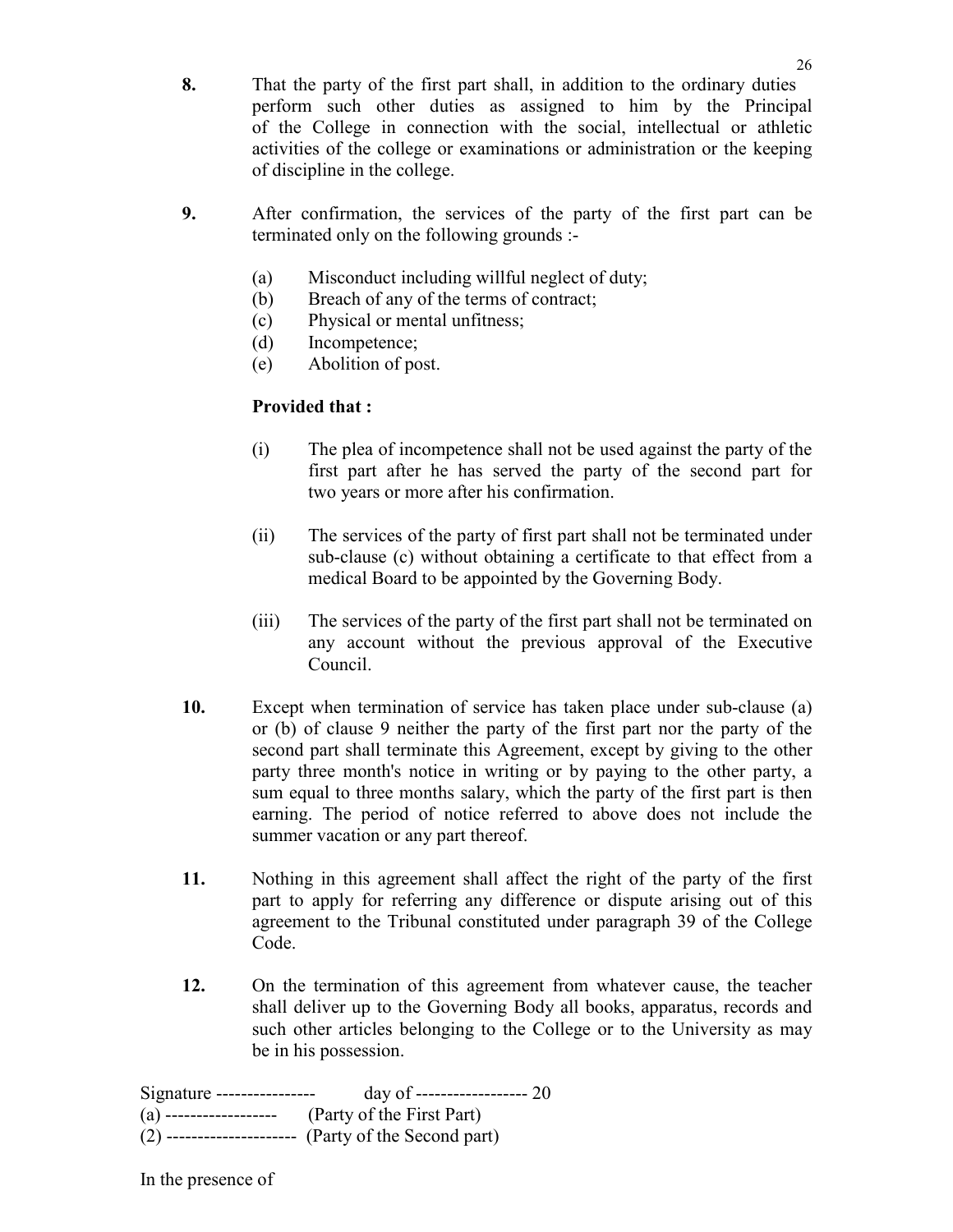**8.** That the party of the first part shall, in addition to the ordinary duties perform such other duties as assigned to him by the Principal of the College in connection with the social, intellectual or athletic activities of the college or examinations or administration or the keeping of discipline in the college.

**9.** After confirmation, the services of the party of the first part can be terminated only on the following grounds :-

(a) Misconduct including willful neglect of duty;
(b) Breach of any of the terms of contract;
(c) Physical or mental unfitness;
(d) Incompetence;
(e) Abolition of post.

**Provided that :**

(i) The plea of incompetence shall not be used against the party of the first part after he has served the party of the second part for two years or more after his confirmation.

(ii) The services of the party of first part shall not be terminated under sub-clause (c) without obtaining a certificate to that effect from a medical Board to be appointed by the Governing Body.

(iii) The services of the party of the first part shall not be terminated on any account without the previous approval of the Executive Council.

**10.** Except when termination of service has taken place under sub-clause (a) or (b) of clause 9 neither the party of the first part nor the party of the second part shall terminate this Agreement, except by giving to the other party three month's notice in writing or by paying to the other party, a sum equal to three months salary, which the party of the first part is then earning. The period of notice referred to above does not include the summer vacation or any part thereof.

**11.** Nothing in this agreement shall affect the right of the party of the first part to apply for referring any difference or dispute arising out of this agreement to the Tribunal constituted under paragraph 39 of the College Code.

**12.** On the termination of this agreement from whatever cause, the teacher shall deliver up to the Governing Body all books, apparatus, records and such other articles belonging to the College or to the University as may be in his possession.

Signature ---------------- day of ------------------ 20
(a) ------------------ (Party of the First Part)
(2) --------------------- (Party of the Second part)

In the presence of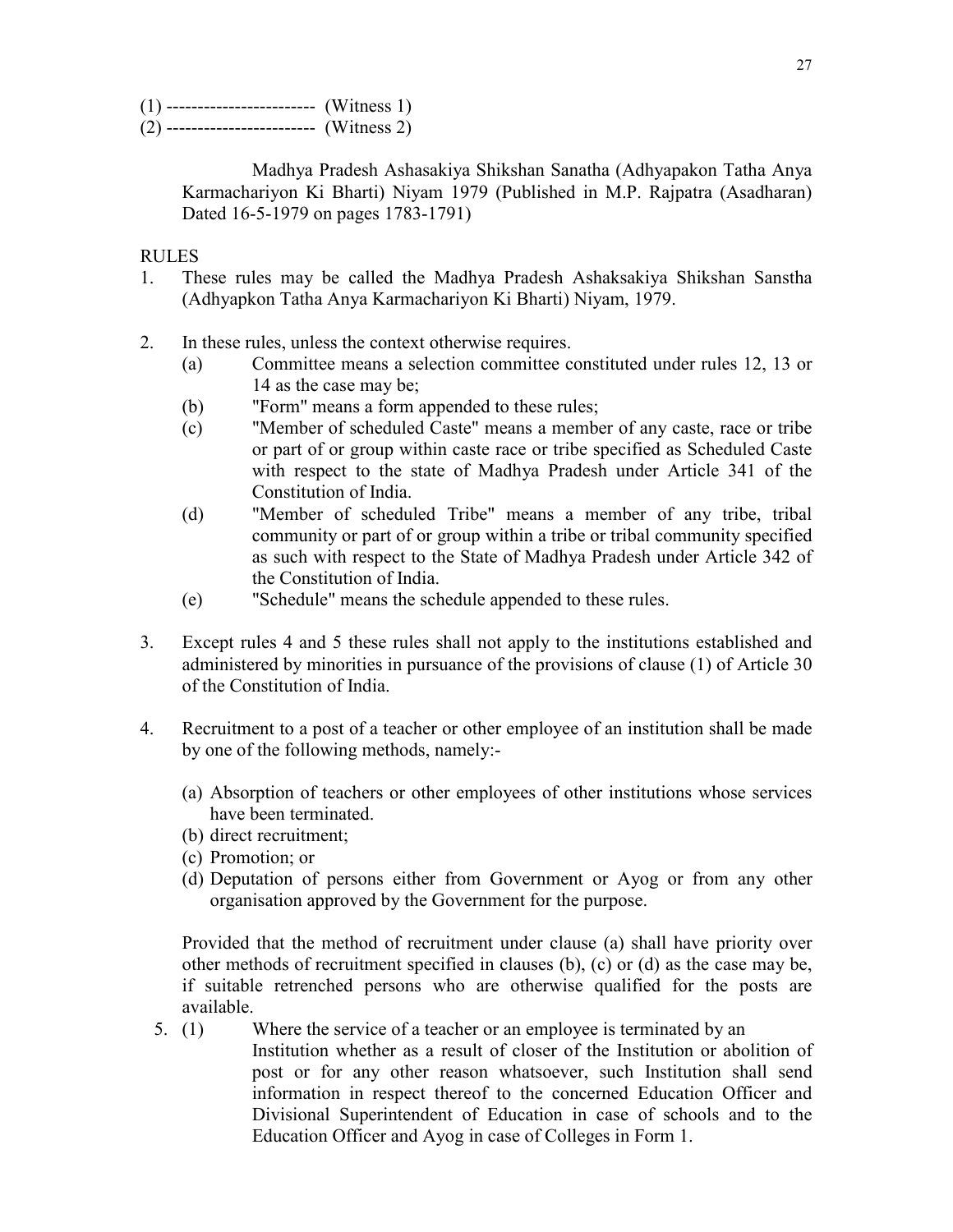(1) ------------------------ (Witness 1)

(2) ------------------------ (Witness 2)

Madhya Pradesh Ashasakiya Shikshan Sanatha (Adhyapakon Tatha Anya Karmachariyon Ki Bharti) Niyam 1979 (Published in M.P. Rajpatra (Asadharan) Dated 16-5-1979 on pages 1783-1791)

RULES

1. These rules may be called the Madhya Pradesh Ashaksakiya Shikshan Sanstha (Adhyapkon Tatha Anya Karmachariyon Ki Bharti) Niyam, 1979.

2. In these rules, unless the context otherwise requires.
   - (a) Committee means a selection committee constituted under rules 12, 13 or 14 as the case may be;
   - (b) "Form" means a form appended to these rules;
   - (c) "Member of scheduled Caste" means a member of any caste, race or tribe or part of or group within caste race or tribe specified as Scheduled Caste with respect to the state of Madhya Pradesh under Article 341 of the Constitution of India.
   - (d) "Member of scheduled Tribe" means a member of any tribe, tribal community or part of or group within a tribe or tribal community specified as such with respect to the State of Madhya Pradesh under Article 342 of the Constitution of India.
   - (e) "Schedule" means the schedule appended to these rules.

3. Except rules 4 and 5 these rules shall not apply to the institutions established and administered by minorities in pursuance of the provisions of clause (1) of Article 30 of the Constitution of India.

4. Recruitment to a post of a teacher or other employee of an institution shall be made by one of the following methods, namely:-

   (a) Absorption of teachers or other employees of other institutions whose services have been terminated.
   (b) direct recruitment;
   (c) Promotion; or
   (d) Deputation of persons either from Government or Ayog or from any other organisation approved by the Government for the purpose.

   Provided that the method of recruitment under clause (a) shall have priority over other methods of recruitment specified in clauses (b), (c) or (d) as the case may be, if suitable retrenched persons who are otherwise qualified for the posts are available.

5. (1) Where the service of a teacher or an employee is terminated by an Institution whether as a result of closer of the Institution or abolition of post or for any other reason whatsoever, such Institution shall send information in respect thereof to the concerned Education Officer and Divisional Superintendent of Education in case of schools and to the Education Officer and Ayog in case of Colleges in Form 1.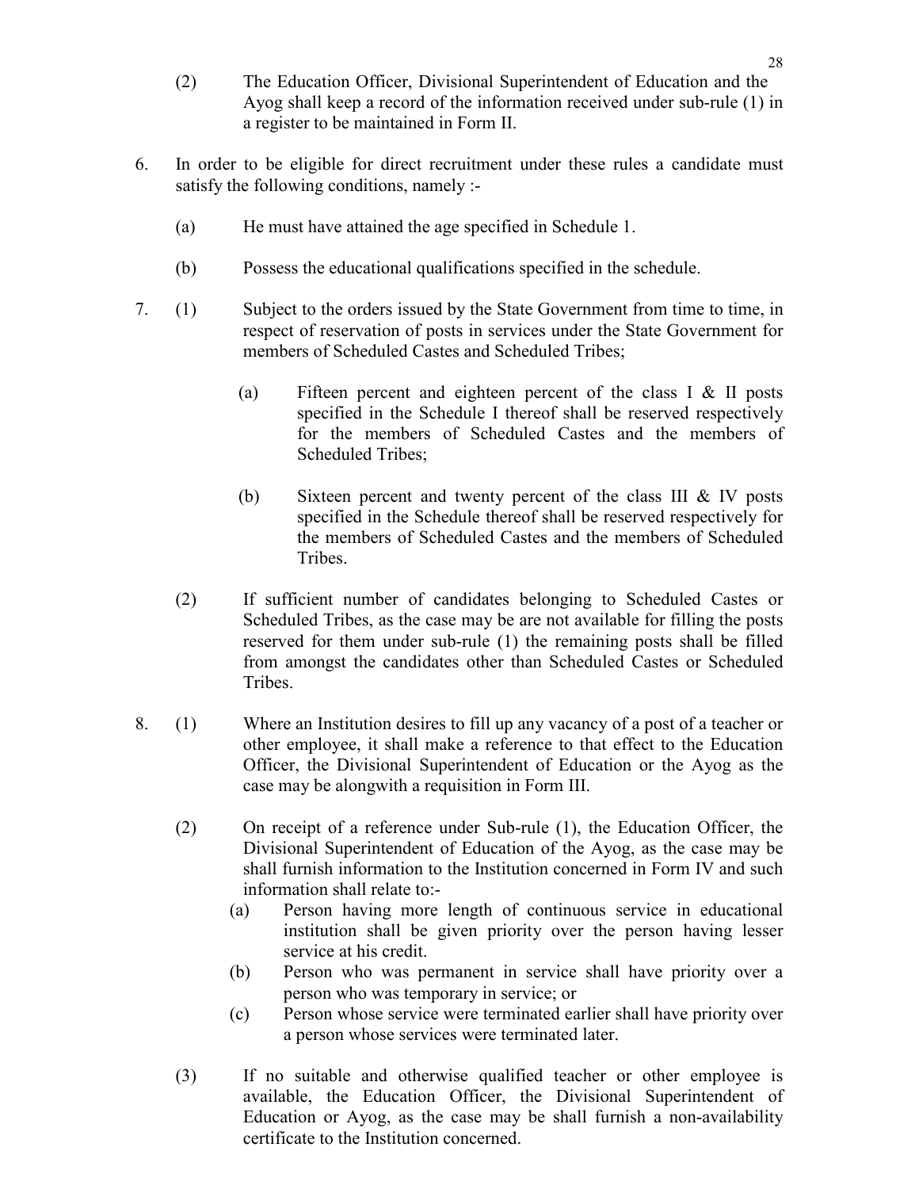(2) The Education Officer, Divisional Superintendent of Education and the Ayog shall keep a record of the information received under sub-rule (1) in a register to be maintained in Form II.

6. In order to be eligible for direct recruitment under these rules a candidate must satisfy the following conditions, namely :-

   (a) He must have attained the age specified in Schedule 1.

   (b) Possess the educational qualifications specified in the schedule.

7. (1) Subject to the orders issued by the State Government from time to time, in respect of reservation of posts in services under the State Government for members of Scheduled Castes and Scheduled Tribes;

   (a) Fifteen percent and eighteen percent of the class I & II posts specified in the Schedule I thereof shall be reserved respectively for the members of Scheduled Castes and the members of Scheduled Tribes;

   (b) Sixteen percent and twenty percent of the class III & IV posts specified in the Schedule thereof shall be reserved respectively for the members of Scheduled Castes and the members of Scheduled Tribes.

   (2) If sufficient number of candidates belonging to Scheduled Castes or Scheduled Tribes, as the case may be are not available for filling the posts reserved for them under sub-rule (1) the remaining posts shall be filled from amongst the candidates other than Scheduled Castes or Scheduled Tribes.

8. (1) Where an Institution desires to fill up any vacancy of a post of a teacher or other employee, it shall make a reference to that effect to the Education Officer, the Divisional Superintendent of Education or the Ayog as the case may be alongwith a requisition in Form III.

   (2) On receipt of a reference under Sub-rule (1), the Education Officer, the Divisional Superintendent of Education of the Ayog, as the case may be shall furnish information to the Institution concerned in Form IV and such information shall relate to:-

   (a) Person having more length of continuous service in educational institution shall be given priority over the person having lesser service at his credit.

   (b) Person who was permanent in service shall have priority over a person who was temporary in service; or

   (c) Person whose service were terminated earlier shall have priority over a person whose services were terminated later.

   (3) If no suitable and otherwise qualified teacher or other employee is available, the Education Officer, the Divisional Superintendent of Education or Ayog, as the case may be shall furnish a non-availability certificate to the Institution concerned.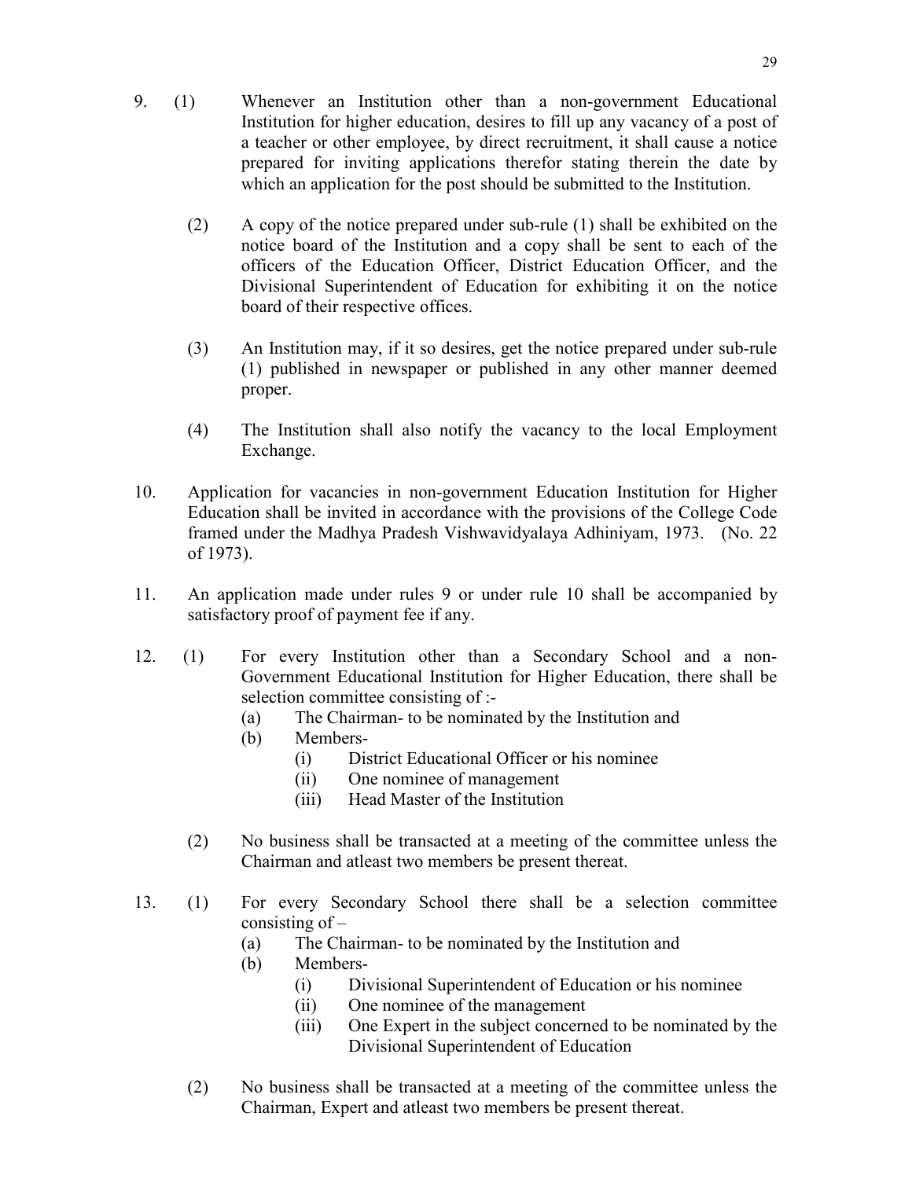9\. (1) Whenever an Institution other than a non-government Educational Institution for higher education, desires to fill up any vacancy of a post of a teacher or other employee, by direct recruitment, it shall cause a notice prepared for inviting applications therefor stating therein the date by which an application for the post should be submitted to the Institution.

(2) A copy of the notice prepared under sub-rule (1) shall be exhibited on the notice board of the Institution and a copy shall be sent to each of the officers of the Education Officer, District Education Officer, and the Divisional Superintendent of Education for exhibiting it on the notice board of their respective offices.

(3) An Institution may, if it so desires, get the notice prepared under sub-rule (1) published in newspaper or published in any other manner deemed proper.

(4) The Institution shall also notify the vacancy to the local Employment Exchange.

10\. Application for vacancies in non-government Education Institution for Higher Education shall be invited in accordance with the provisions of the College Code framed under the Madhya Pradesh Vishwavidyalaya Adhiniyam, 1973. (No. 22 of 1973).

11\. An application made under rules 9 or under rule 10 shall be accompanied by satisfactory proof of payment fee if any.

12\. (1) For every Institution other than a Secondary School and a non-Government Educational Institution for Higher Education, there shall be selection committee consisting of :-

- (a) The Chairman- to be nominated by the Institution and
- (b) Members-
  - (i) District Educational Officer or his nominee
  - (ii) One nominee of management
  - (iii) Head Master of the Institution

(2) No business shall be transacted at a meeting of the committee unless the Chairman and atleast two members be present thereat.

13\. (1) For every Secondary School there shall be a selection committee consisting of –

- (a) The Chairman- to be nominated by the Institution and
- (b) Members-
  - (i) Divisional Superintendent of Education or his nominee
  - (ii) One nominee of the management
  - (iii) One Expert in the subject concerned to be nominated by the Divisional Superintendent of Education

(2) No business shall be transacted at a meeting of the committee unless the Chairman, Expert and atleast two members be present thereat.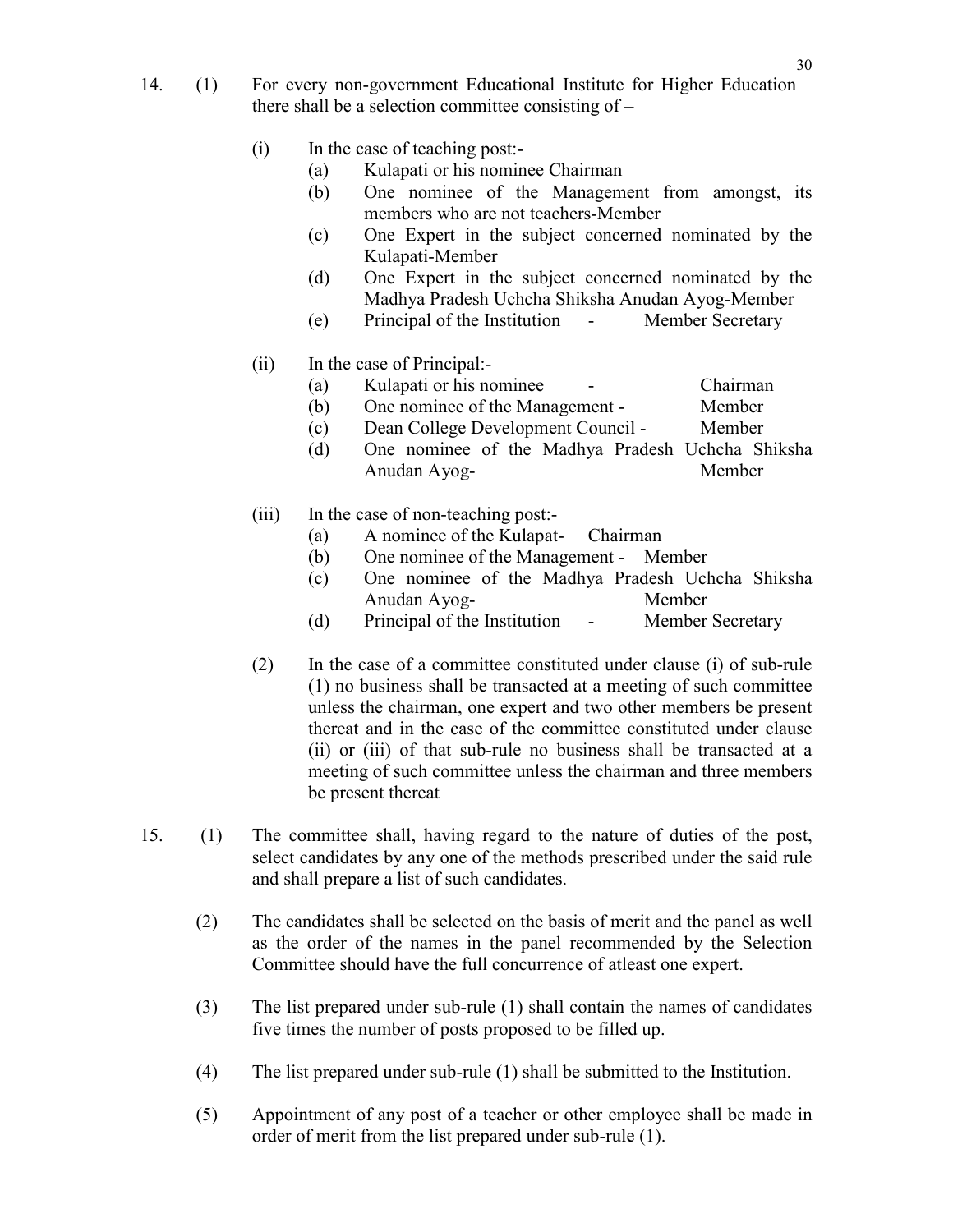14. (1) For every non-government Educational Institute for Higher Education there shall be a selection committee consisting of –

    (i) In the case of teaching post:-
        (a) Kulapati or his nominee Chairman
        (b) One nominee of the Management from amongst, its members who are not teachers-Member
        (c) One Expert in the subject concerned nominated by the Kulapati-Member
        (d) One Expert in the subject concerned nominated by the Madhya Pradesh Uchcha Shiksha Anudan Ayog-Member
        (e) Principal of the Institution - Member Secretary

    (ii) In the case of Principal:-
        (a) Kulapati or his nominee - Chairman
        (b) One nominee of the Management - Member
        (c) Dean College Development Council - Member
        (d) One nominee of the Madhya Pradesh Uchcha Shiksha Anudan Ayog- Member

    (iii) In the case of non-teaching post:-
        (a) A nominee of the Kulapat- Chairman
        (b) One nominee of the Management - Member
        (c) One nominee of the Madhya Pradesh Uchcha Shiksha Anudan Ayog- Member
        (d) Principal of the Institution - Member Secretary

    (2) In the case of a committee constituted under clause (i) of sub-rule (1) no business shall be transacted at a meeting of such committee unless the chairman, one expert and two other members be present thereat and in the case of the committee constituted under clause (ii) or (iii) of that sub-rule no business shall be transacted at a meeting of such committee unless the chairman and three members be present thereat

15. (1) The committee shall, having regard to the nature of duties of the post, select candidates by any one of the methods prescribed under the said rule and shall prepare a list of such candidates.

    (2) The candidates shall be selected on the basis of merit and the panel as well as the order of the names in the panel recommended by the Selection Committee should have the full concurrence of atleast one expert.

    (3) The list prepared under sub-rule (1) shall contain the names of candidates five times the number of posts proposed to be filled up.

    (4) The list prepared under sub-rule (1) shall be submitted to the Institution.

    (5) Appointment of any post of a teacher or other employee shall be made in order of merit from the list prepared under sub-rule (1).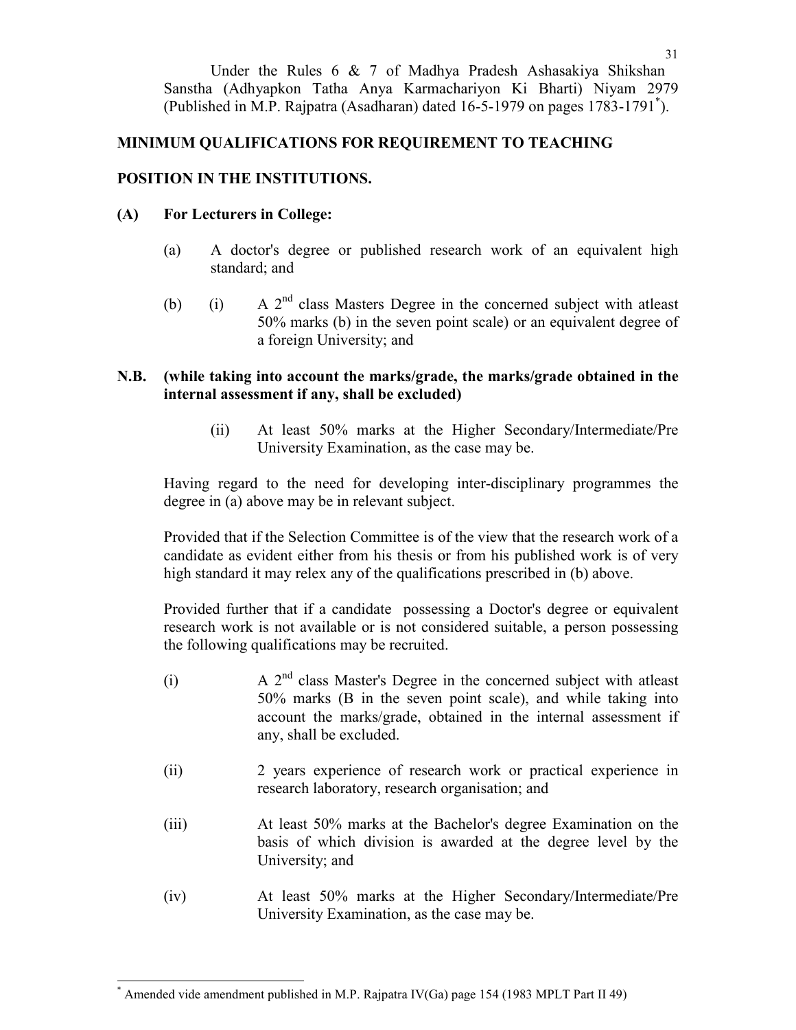Under the Rules 6 & 7 of Madhya Pradesh Ashasakiya Shikshan Sanstha (Adhyapkon Tatha Anya Karmachariyon Ki Bharti) Niyam 2979 (Published in M.P. Rajpatra (Asadharan) dated 16-5-1979 on pages 1783-1791*).

**MINIMUM QUALIFICATIONS FOR REQUIREMENT TO TEACHING POSITION IN THE INSTITUTIONS.**

**(A) For Lecturers in College:**

(a) A doctor's degree or published research work of an equivalent high standard; and

(b) (i) A 2nd class Masters Degree in the concerned subject with atleast 50% marks (b) in the seven point scale) or an equivalent degree of a foreign University; and

**N.B. (while taking into account the marks/grade, the marks/grade obtained in the internal assessment if any, shall be excluded)**

(ii) At least 50% marks at the Higher Secondary/Intermediate/Pre University Examination, as the case may be.

Having regard to the need for developing inter-disciplinary programmes the degree in (a) above may be in relevant subject.

Provided that if the Selection Committee is of the view that the research work of a candidate as evident either from his thesis or from his published work is of very high standard it may relex any of the qualifications prescribed in (b) above.

Provided further that if a candidate possessing a Doctor's degree or equivalent research work is not available or is not considered suitable, a person possessing the following qualifications may be recruited.

(i) A 2nd class Master's Degree in the concerned subject with atleast 50% marks (B in the seven point scale), and while taking into account the marks/grade, obtained in the internal assessment if any, shall be excluded.

(ii) 2 years experience of research work or practical experience in research laboratory, research organisation; and

(iii) At least 50% marks at the Bachelor's degree Examination on the basis of which division is awarded at the degree level by the University; and

(iv) At least 50% marks at the Higher Secondary/Intermediate/Pre University Examination, as the case may be.

---

* Amended vide amendment published in M.P. Rajpatra IV(Ga) page 154 (1983 MPLT Part II 49)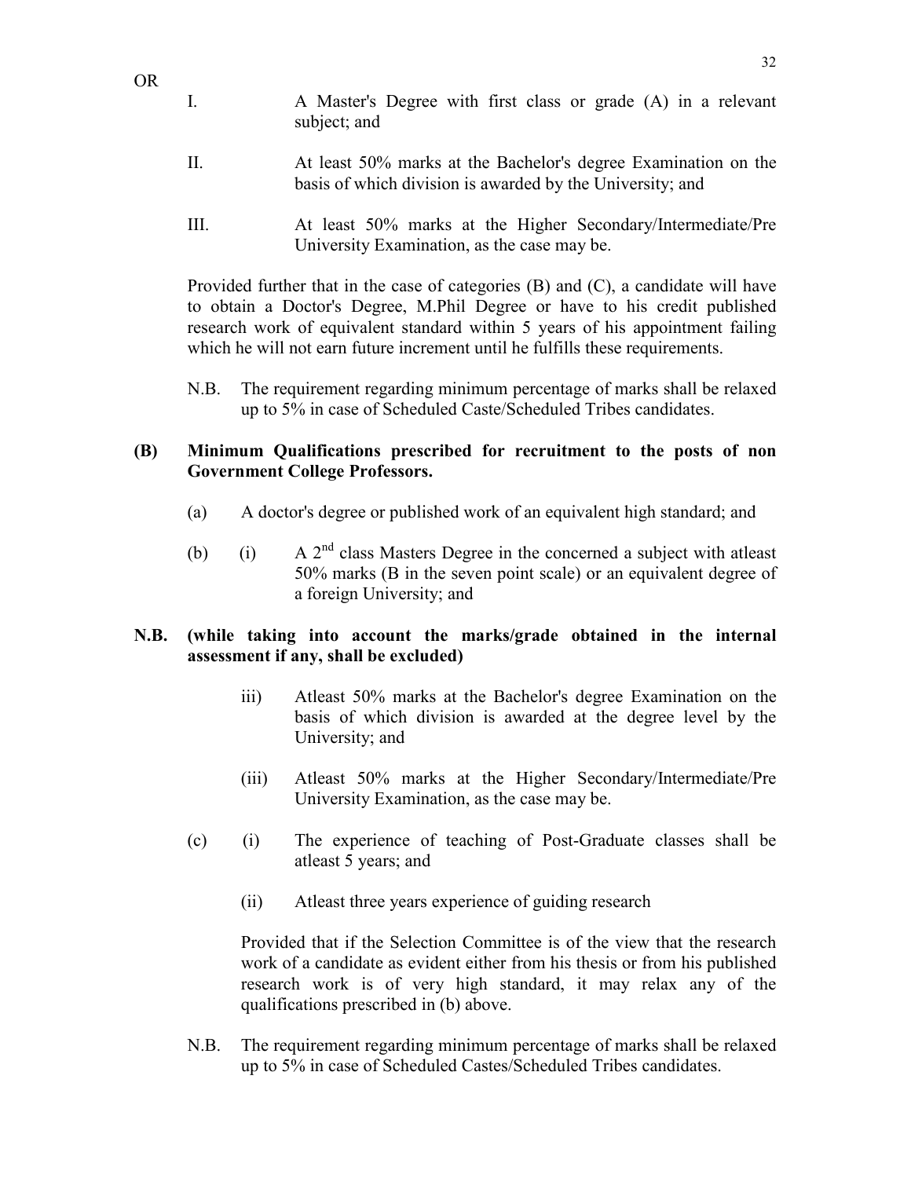OR

I. A Master's Degree with first class or grade (A) in a relevant subject; and

II. At least 50% marks at the Bachelor's degree Examination on the basis of which division is awarded by the University; and

III. At least 50% marks at the Higher Secondary/Intermediate/Pre University Examination, as the case may be.

Provided further that in the case of categories (B) and (C), a candidate will have to obtain a Doctor's Degree, M.Phil Degree or have to his credit published research work of equivalent standard within 5 years of his appointment failing which he will not earn future increment until he fulfills these requirements.

N.B. The requirement regarding minimum percentage of marks shall be relaxed up to 5% in case of Scheduled Caste/Scheduled Tribes candidates.

**(B) Minimum Qualifications prescribed for recruitment to the posts of non Government College Professors.**

(a) A doctor's degree or published work of an equivalent high standard; and

(b) (i) A 2nd class Masters Degree in the concerned a subject with atleast 50% marks (B in the seven point scale) or an equivalent degree of a foreign University; and

**N.B. (while taking into account the marks/grade obtained in the internal assessment if any, shall be excluded)**

iii) Atleast 50% marks at the Bachelor's degree Examination on the basis of which division is awarded at the degree level by the University; and

(iii) Atleast 50% marks at the Higher Secondary/Intermediate/Pre University Examination, as the case may be.

(c) (i) The experience of teaching of Post-Graduate classes shall be atleast 5 years; and

(ii) Atleast three years experience of guiding research

Provided that if the Selection Committee is of the view that the research work of a candidate as evident either from his thesis or from his published research work is of very high standard, it may relax any of the qualifications prescribed in (b) above.

N.B. The requirement regarding minimum percentage of marks shall be relaxed up to 5% in case of Scheduled Castes/Scheduled Tribes candidates.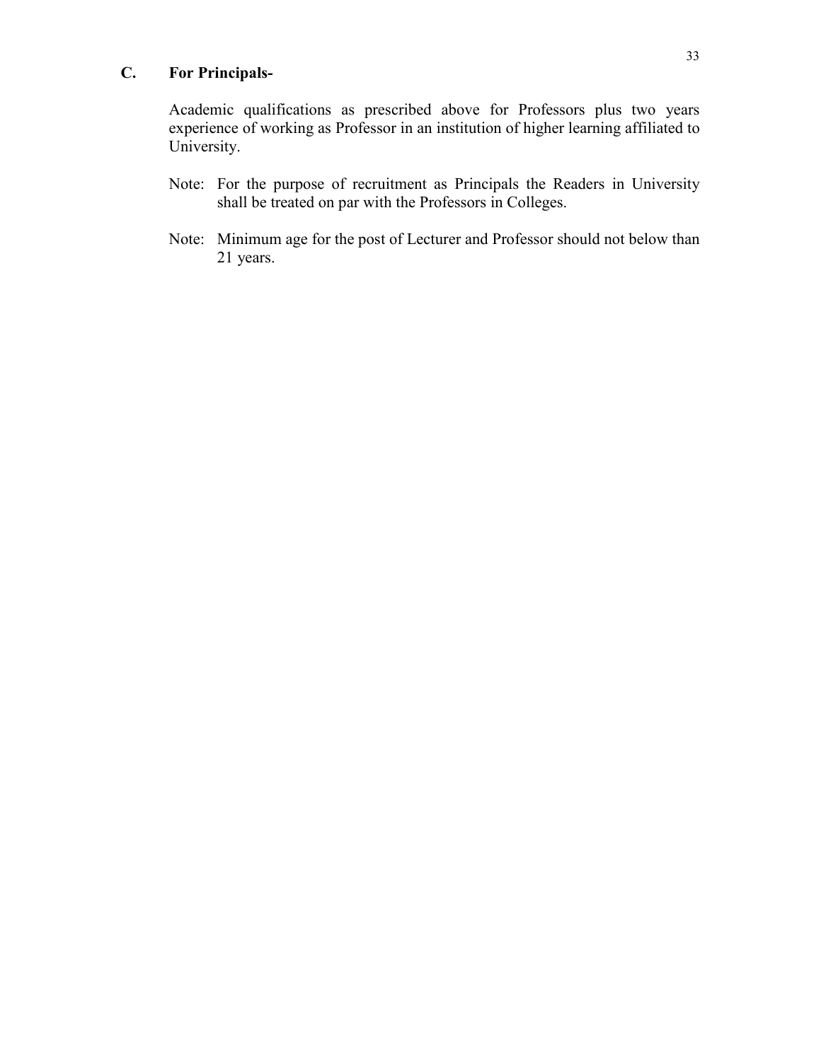## C. For Principals-

Academic qualifications as prescribed above for Professors plus two years experience of working as Professor in an institution of higher learning affiliated to University.

Note: For the purpose of recruitment as Principals the Readers in University shall be treated on par with the Professors in Colleges.

Note: Minimum age for the post of Lecturer and Professor should not below than 21 years.